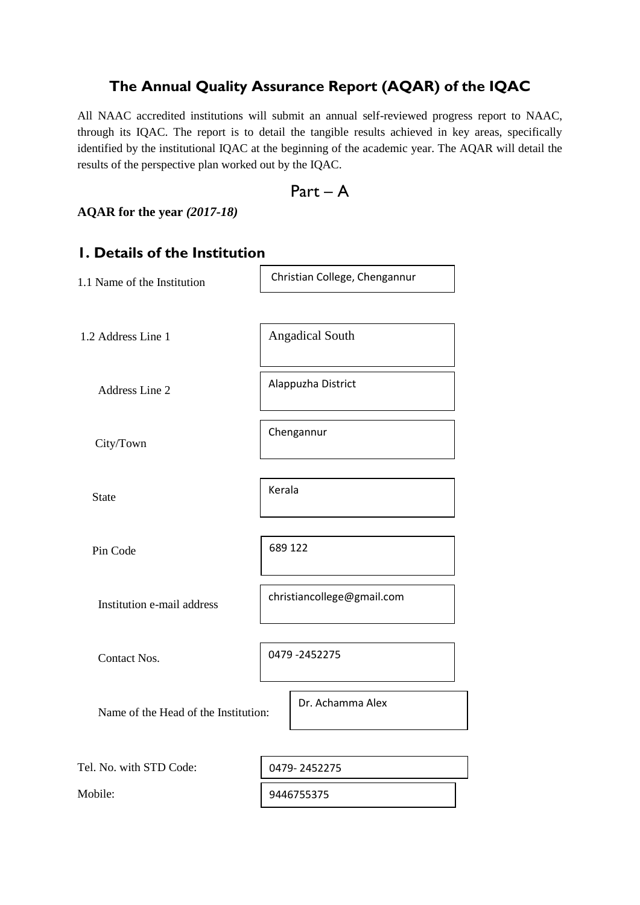# The Annual Quality Assurance Report (AQAR) of the IQAC

All NAAC accredited institutions will submit an annual self-reviewed progress report to NAAC, through its IQAC. The report is to detail the tangible results achieved in key areas, specifically identified by the institutional IQAC at the beginning of the academic year. The AQAR will detail the results of the perspective plan worked out by the IQAC.

## Part – A

**AQAR for the year *(2017-18)***

## 1. Details of the Institution

| | |
|---|---|
| 1.1 Name of the Institution | Christian College, Chengannur |
| 1.2 Address Line 1 | Angadical South |
| Address Line 2 | Alappuzha District |
| City/Town | Chengannur |
| State | Kerala |
| Pin Code | 689 122 |
| Institution e-mail address | christiancollege@gmail.com |
| Contact Nos. | 0479 -2452275 |
| Name of the Head of the Institution: | Dr. Achamma Alex |
| Tel. No. with STD Code: | 0479- 2452275 |
| Mobile: | 9446755375 |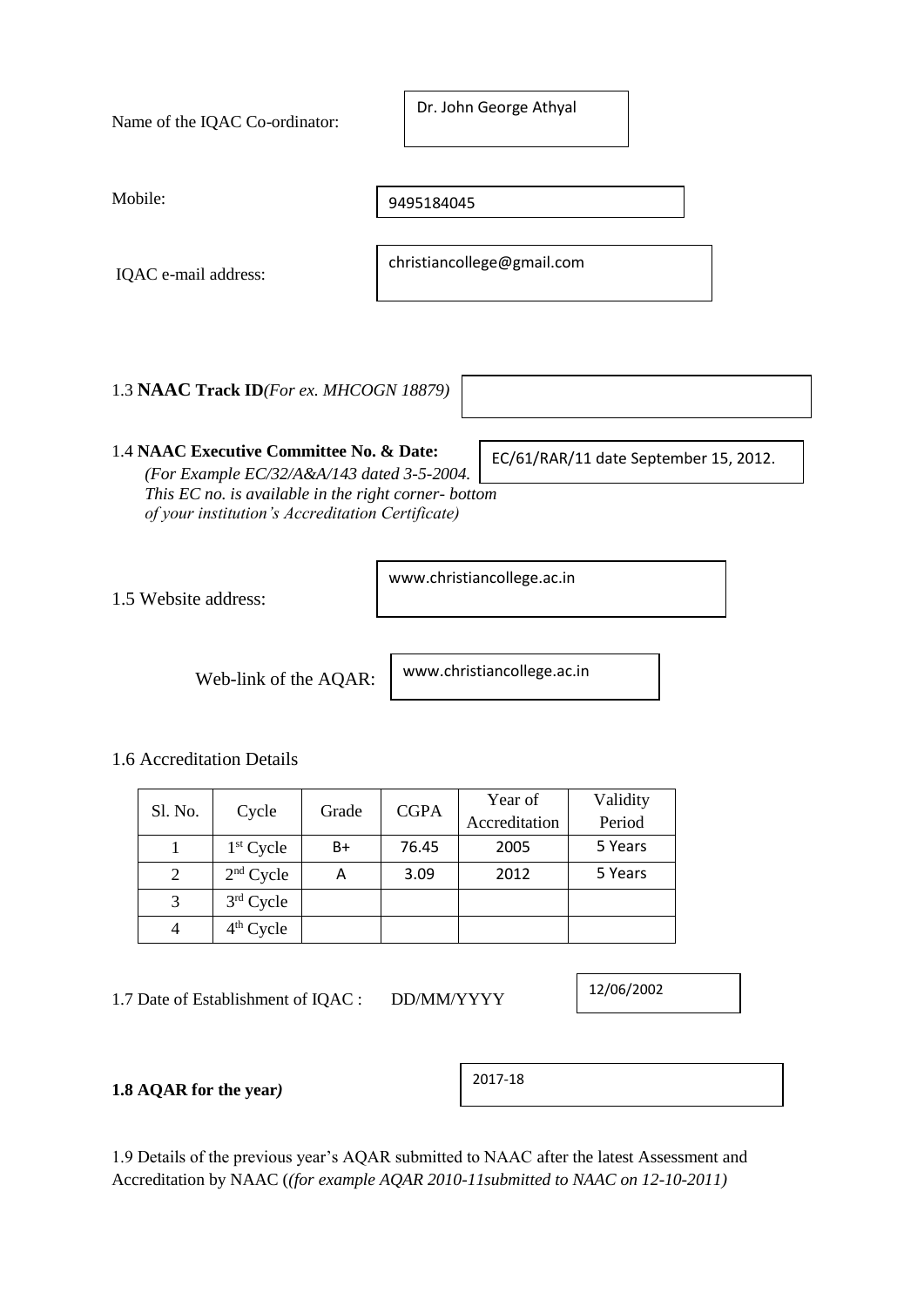Name of the IQAC Co-ordinator: Dr. John George Athyal

Mobile: 9495184045

IQAC e-mail address: christiancollege@gmail.com

1.3 **NAAC Track ID***(For ex. MHCOGN 18879)*

1.4 **NAAC Executive Committee No. & Date:** EC/61/RAR/11 date September 15, 2012.

*(For Example EC/32/A&A/143 dated 3-5-2004. This EC no. is available in the right corner- bottom of your institution's Accreditation Certificate)*

1.5 Website address: www.christiancollege.ac.in

Web-link of the AQAR: www.christiancollege.ac.in

1.6 Accreditation Details

| Sl. No. | Cycle | Grade | CGPA | Year of Accreditation | Validity Period |
|---|---|---|---|---|---|
| 1 | 1st Cycle | B+ | 76.45 | 2005 | 5 Years |
| 2 | 2nd Cycle | A | 3.09 | 2012 | 5 Years |
| 3 | 3rd Cycle | | | | |
| 4 | 4th Cycle | | | | |

1.7 Date of Establishment of IQAC : DD/MM/YYYY 12/06/2002

**1.8 AQAR for the year***)* 2017-18

1.9 Details of the previous year's AQAR submitted to NAAC after the latest Assessment and Accreditation by NAAC (*(for example AQAR 2010-11submitted to NAAC on 12-10-2011)*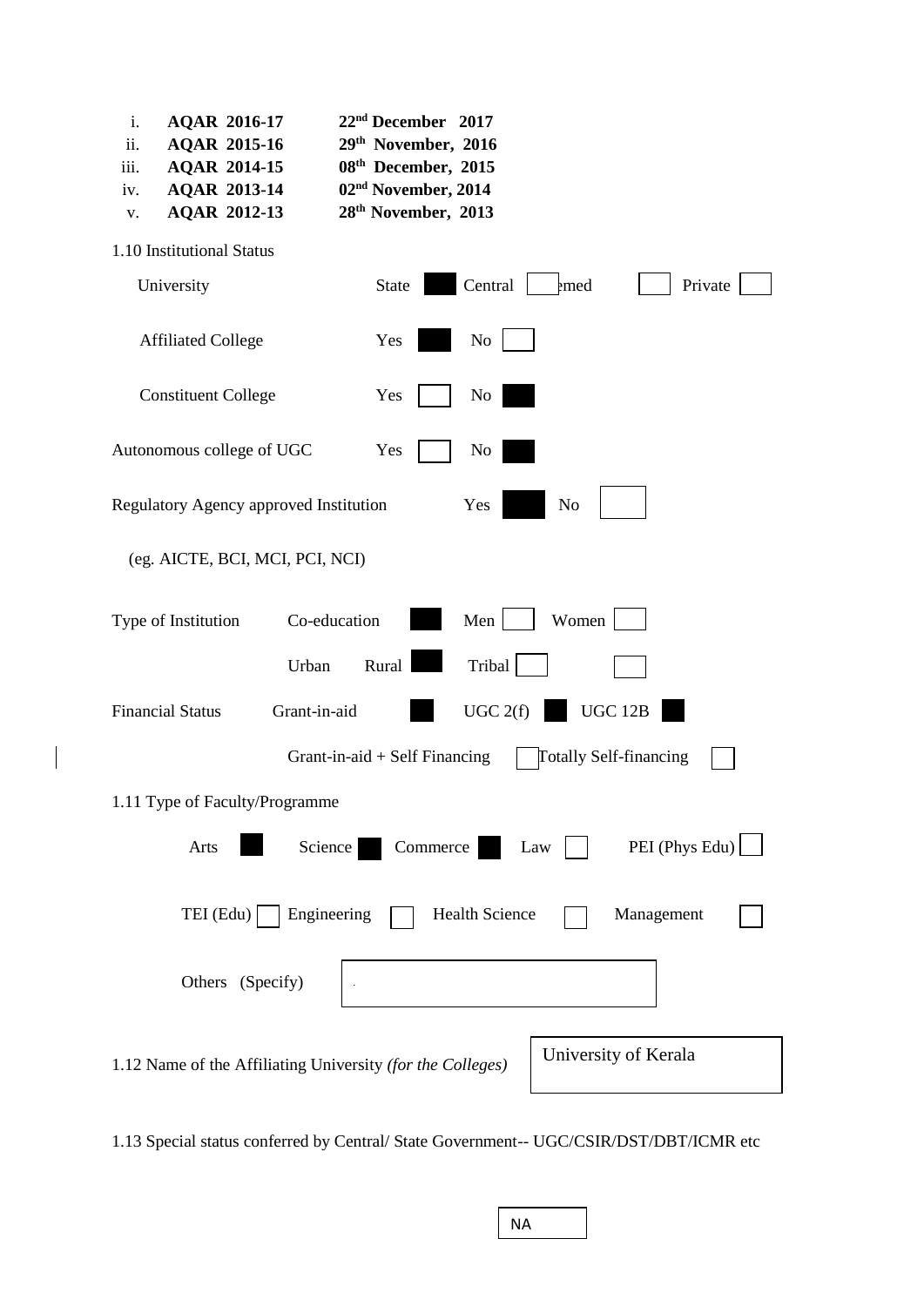i. **AQAR 2016-17** **22nd December 2017**
ii. **AQAR 2015-16** **29th November, 2016**
iii. **AQAR 2014-15** **08th December, 2015**
iv. **AQAR 2013-14** **02nd November, 2014**
v. **AQAR 2012-13** **28th November, 2013**

1.10 Institutional Status

University — State ■ Central ☐ Deemed ☐ Private ☐

Affiliated College — Yes ■ No ☐

Constituent College — Yes ☐ No ■

Autonomous college of UGC — Yes ☐ No ■

Regulatory Agency approved Institution — Yes ■ No ☐

(eg. AICTE, BCI, MCI, PCI, NCI)

Type of Institution — Co-education ■ Men ☐ Women ☐

Urban ☐ Rural ■ Tribal ☐ ☐

Financial Status — Grant-in-aid ■ UGC 2(f) ■ UGC 12B ■

Grant-in-aid + Self Financing ☐ Totally Self-financing ☐

1.11 Type of Faculty/Programme

Arts ■ Science ■ Commerce ■ Law ☐ PEI (Phys Edu) ☐

TEI (Edu) ☐ Engineering ☐ Health Science ☐ Management ☐

Others (Specify) .

1.12 Name of the Affiliating University *(for the Colleges)* — University of Kerala

1.13 Special status conferred by Central/ State Government-- UGC/CSIR/DST/DBT/ICMR etc

NA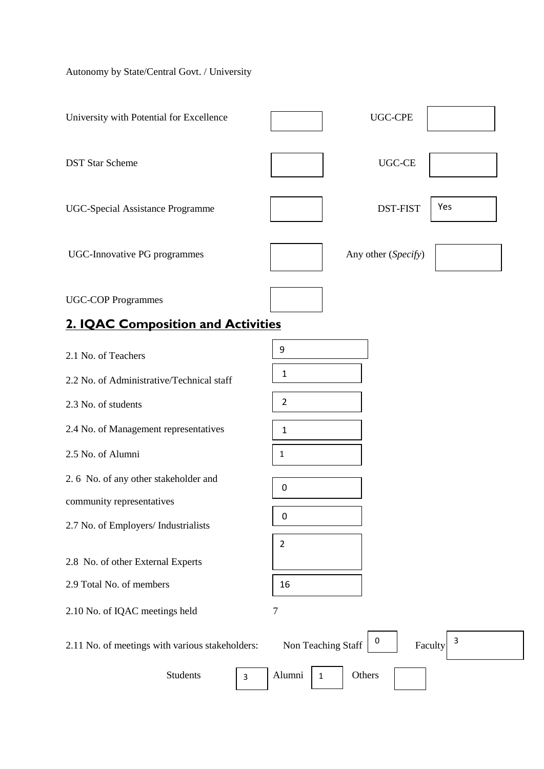Autonomy by State/Central Govt. / University

| | | | |
|---|---|---|---|
| University with Potential for Excellence | | UGC-CPE | |
| DST Star Scheme | | UGC-CE | |
| UGC-Special Assistance Programme | | DST-FIST | Yes |
| UGC-Innovative PG programmes | | Any other (*Specify*) | |
| UGC-COP Programmes | | | |

## 2. IQAC Composition and Activities

| | |
|---|---|
| 2.1 No. of Teachers | 9 |
| 2.2 No. of Administrative/Technical staff | 1 |
| 2.3 No. of students | 2 |
| 2.4 No. of Management representatives | 1 |
| 2.5 No. of Alumni | 1 |
| 2. 6 No. of any other stakeholder and community representatives | 0 |
| 2.7 No. of Employers/ Industrialists | 0 |
| 2.8 No. of other External Experts | 2 |
| 2.9 Total No. of members | 16 |
| 2.10 No. of IQAC meetings held | 7 |

2.11 No. of meetings with various stakeholders: Non Teaching Staff 0 Faculty 3

Students 3 Alumni 1 Others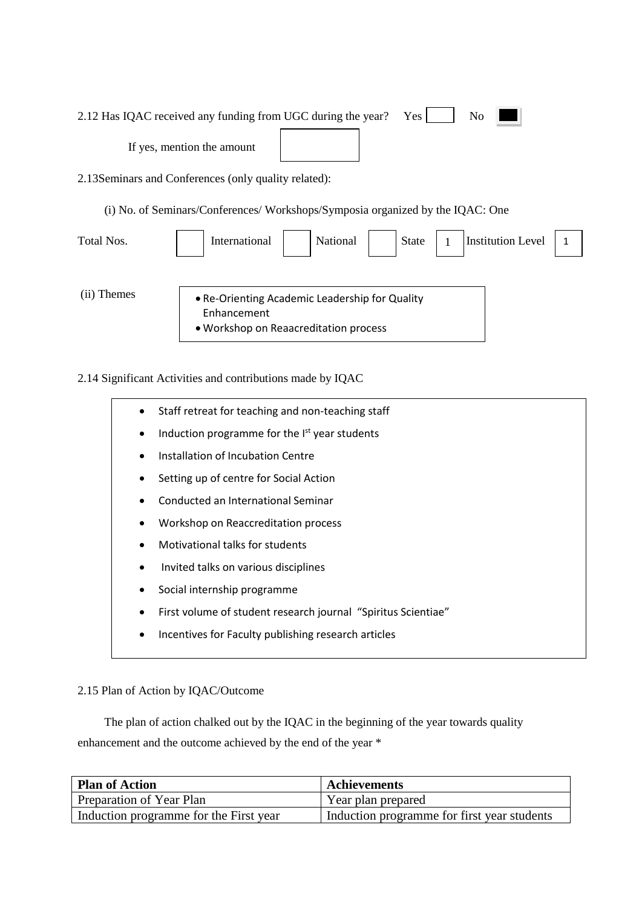2.12 Has IQAC received any funding from UGC during the year? Yes ☐ No ■

If yes, mention the amount ☐

2.13Seminars and Conferences (only quality related):

(i) No. of Seminars/Conferences/ Workshops/Symposia organized by the IQAC: One

| Total Nos. | | International | | National | | State | 1 | Institution Level | 1 |
|---|---|---|---|---|---|---|---|---|---|

(ii) Themes

- Re-Orienting Academic Leadership for Quality Enhancement
- Workshop on Reaacreditation process

2.14 Significant Activities and contributions made by IQAC

- Staff retreat for teaching and non-teaching staff
- Induction programme for the I[st] year students
- Installation of Incubation Centre
- Setting up of centre for Social Action
- Conducted an International Seminar
- Workshop on Reaccreditation process
- Motivational talks for students
- Invited talks on various disciplines
- Social internship programme
- First volume of student research journal "Spiritus Scientiae"
- Incentives for Faculty publishing research articles

2.15 Plan of Action by IQAC/Outcome

The plan of action chalked out by the IQAC in the beginning of the year towards quality enhancement and the outcome achieved by the end of the year *

| Plan of Action | Achievements |
|---|---|
| Preparation of Year Plan | Year plan prepared |
| Induction programme for the First year | Induction programme for first year students |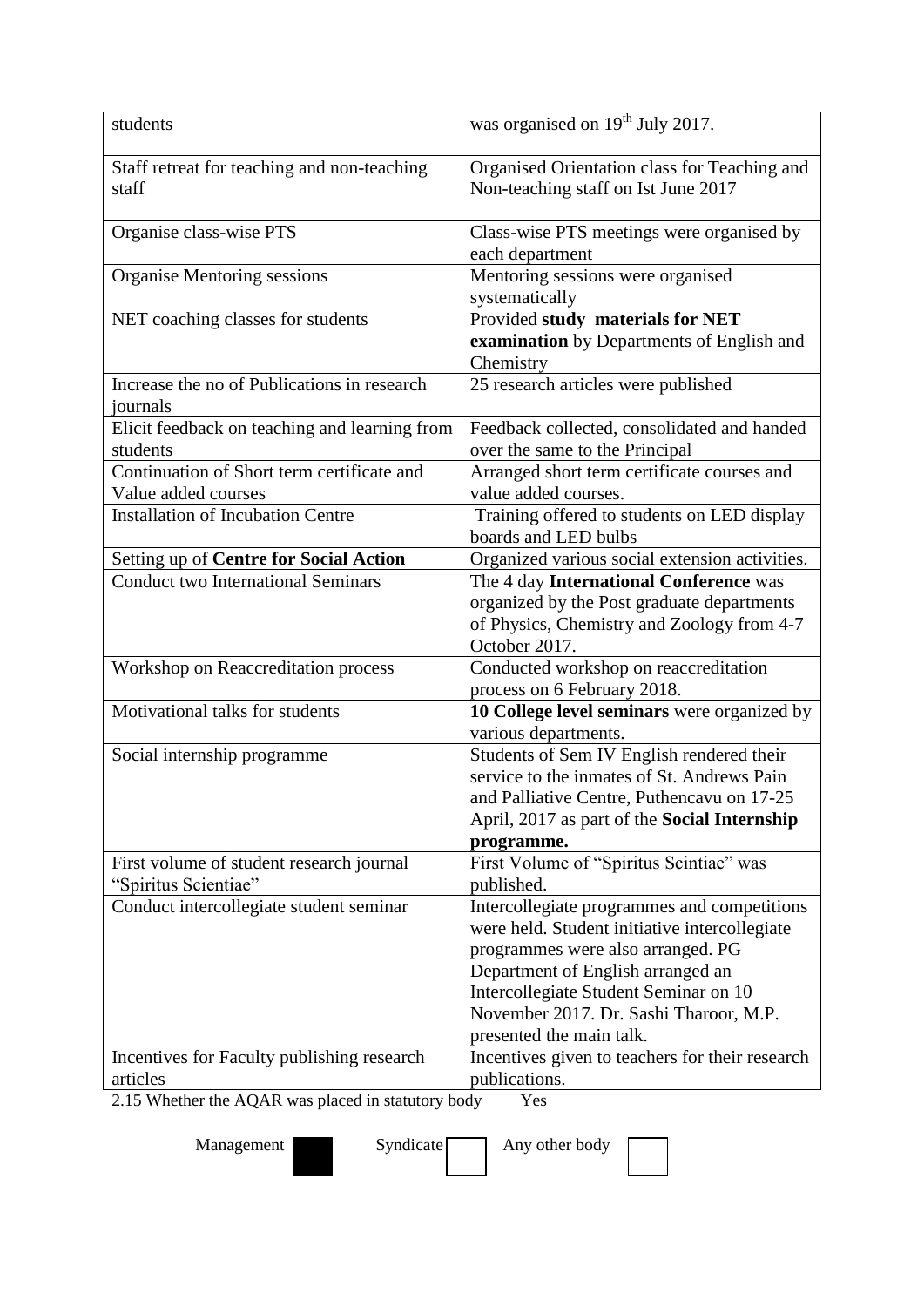| | |
|---|---|
| students | was organised on 19th July 2017. |
| Staff retreat for teaching and non-teaching staff | Organised Orientation class for Teaching and Non-teaching staff on Ist June 2017 |
| Organise class-wise PTS | Class-wise PTS meetings were organised by each department |
| Organise Mentoring sessions | Mentoring sessions were organised systematically |
| NET coaching classes for students | Provided **study materials for NET examination** by Departments of English and Chemistry |
| Increase the no of Publications in research journals | 25 research articles were published |
| Elicit feedback on teaching and learning from students | Feedback collected, consolidated and handed over the same to the Principal |
| Continuation of Short term certificate and Value added courses | Arranged short term certificate courses and value added courses. |
| Installation of Incubation Centre | Training offered to students on LED display boards and LED bulbs |
| Setting up of **Centre for Social Action** | Organized various social extension activities. |
| Conduct two International Seminars | The 4 day **International Conference** was organized by the Post graduate departments of Physics, Chemistry and Zoology from 4-7 October 2017. |
| Workshop on Reaccreditation process | Conducted workshop on reaccreditation process on 6 February 2018. |
| Motivational talks for students | **10 College level seminars** were organized by various departments. |
| Social internship programme | Students of Sem IV English rendered their service to the inmates of St. Andrews Pain and Palliative Centre, Puthencavu on 17-25 April, 2017 as part of the **Social Internship programme.** |
| First volume of student research journal "Spiritus Scientiae" | First Volume of "Spiritus Scintiae" was published. |
| Conduct intercollegiate student seminar | Intercollegiate programmes and competitions were held. Student initiative intercollegiate programmes were also arranged. PG Department of English arranged an Intercollegiate Student Seminar on 10 November 2017. Dr. Sashi Tharoor, M.P. presented the main talk. |
| Incentives for Faculty publishing research articles | Incentives given to teachers for their research publications. |

2.15 Whether the AQAR was placed in statutory body Yes

Management ■ Syndicate ☐ Any other body ☐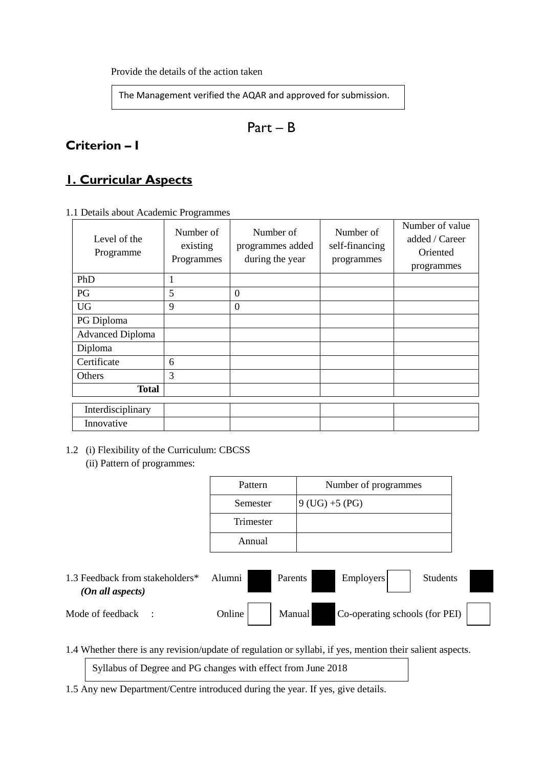Provide the details of the action taken

The Management verified the AQAR and approved for submission.

# Part – B

## Criterion – I

## 1. Curricular Aspects

1.1 Details about Academic Programmes

| Level of the Programme | Number of existing Programmes | Number of programmes added during the year | Number of self-financing programmes | Number of value added / Career Oriented programmes |
|---|---|---|---|---|
| PhD | 1 | | | |
| PG | 5 | 0 | | |
| UG | 9 | 0 | | |
| PG Diploma | | | | |
| Advanced Diploma | | | | |
| Diploma | | | | |
| Certificate | 6 | | | |
| Others | 3 | | | |
| **Total** | | | | |
| Interdisciplinary | | | | |
| Innovative | | | | |

1.2 (i) Flexibility of the Curriculum: CBCSS

(ii) Pattern of programmes:

| Pattern | Number of programmes |
|---|---|
| Semester | 9 (UG) +5 (PG) |
| Trimester | |
| Annual | |

1.3 Feedback from stakeholders* *(On all aspects)* Alumni ■ Parents ■ Employers ☐ Students ■

Mode of feedback : Online ☐ Manual ■ Co-operating schools (for PEI) ☐

1.4 Whether there is any revision/update of regulation or syllabi, if yes, mention their salient aspects.

Syllabus of Degree and PG changes with effect from June 2018

1.5 Any new Department/Centre introduced during the year. If yes, give details.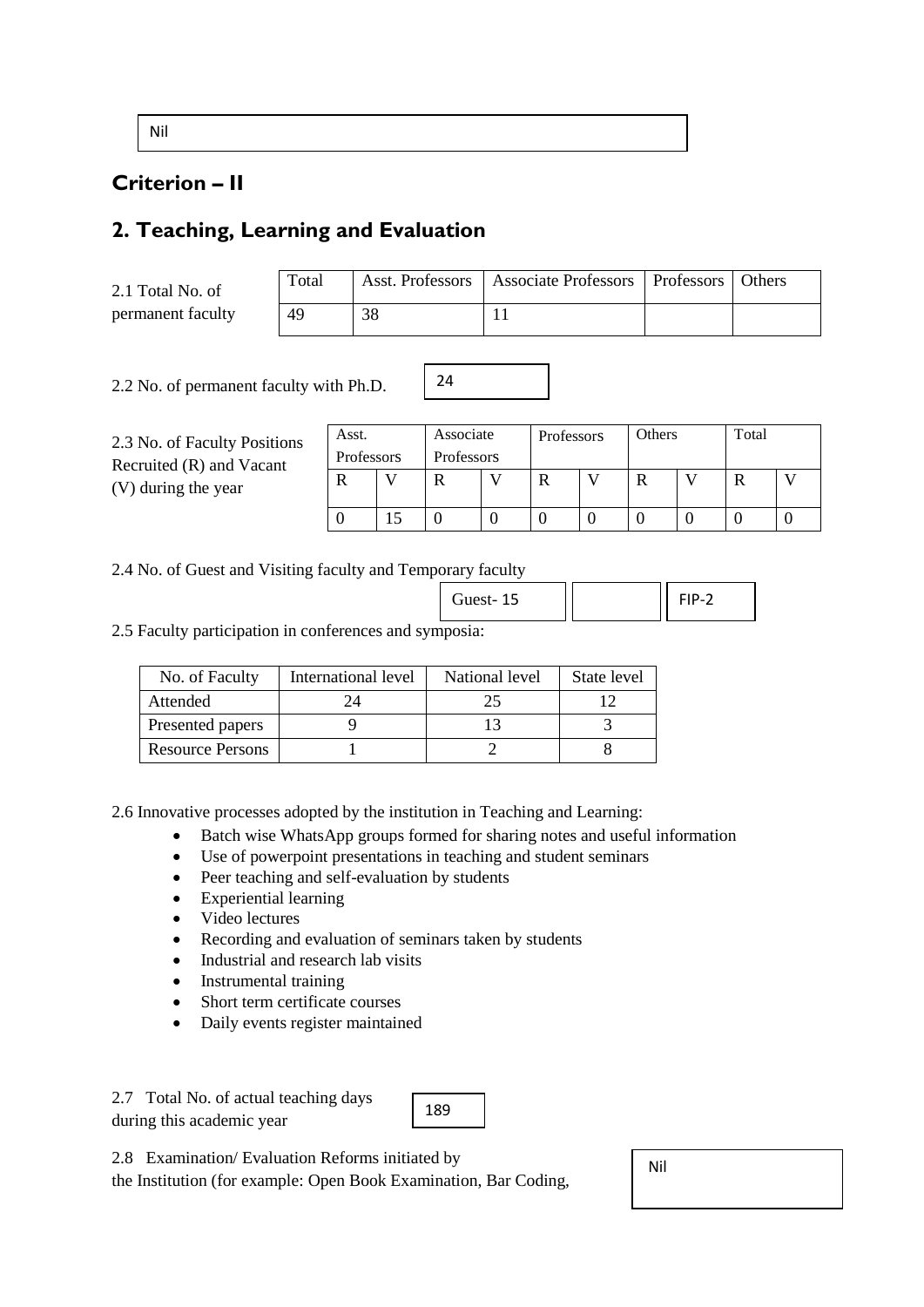Nil

## Criterion – II

## 2. Teaching, Learning and Evaluation

2.1 Total No. of permanent faculty

| Total | Asst. Professors | Associate Professors | Professors | Others |
|---|---|---|---|---|
| 49 | 38 | 11 | | |

2.2 No. of permanent faculty with Ph.D. 24

2.3 No. of Faculty Positions Recruited (R) and Vacant (V) during the year

| Asst. Professors | | Associate Professors | | Professors | | Others | | Total | |
|---|---|---|---|---|---|---|---|---|---|
| R | V | R | V | R | V | R | V | R | V |
| 0 | 15 | 0 | 0 | 0 | 0 | 0 | 0 | 0 | 0 |

2.4 No. of Guest and Visiting faculty and Temporary faculty

| Guest- 15 | | FIP-2 |
|---|---|---|

2.5 Faculty participation in conferences and symposia:

| No. of Faculty | International level | National level | State level |
|---|---|---|---|
| Attended | 24 | 25 | 12 |
| Presented papers | 9 | 13 | 3 |
| Resource Persons | 1 | 2 | 8 |

2.6 Innovative processes adopted by the institution in Teaching and Learning:

- Batch wise WhatsApp groups formed for sharing notes and useful information
- Use of powerpoint presentations in teaching and student seminars
- Peer teaching and self-evaluation by students
- Experiential learning
- Video lectures
- Recording and evaluation of seminars taken by students
- Industrial and research lab visits
- Instrumental training
- Short term certificate courses
- Daily events register maintained

2.7 Total No. of actual teaching days during this academic year 189

2.8 Examination/ Evaluation Reforms initiated by the Institution (for example: Open Book Examination, Bar Coding,

Nil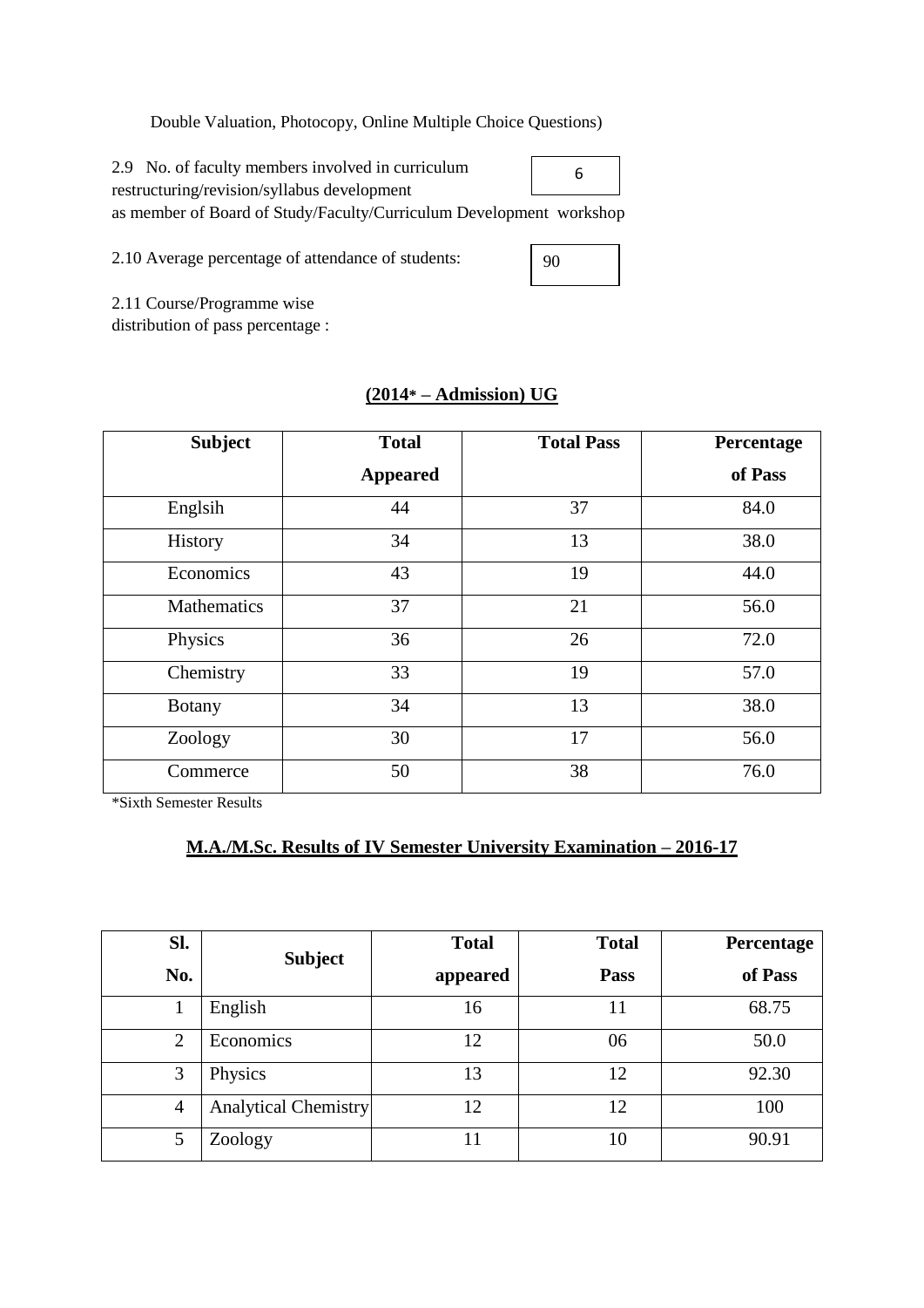Double Valuation, Photocopy, Online Multiple Choice Questions)

2.9 No. of faculty members involved in curriculum restructuring/revision/syllabus development as member of Board of Study/Faculty/Curriculum Development workshop

6

2.10 Average percentage of attendance of students:

90

2.11 Course/Programme wise distribution of pass percentage :

**(2014* – Admission) UG**

| Subject | Total Appeared | Total Pass | Percentage of Pass |
|---|---|---|---|
| Englsih | 44 | 37 | 84.0 |
| History | 34 | 13 | 38.0 |
| Economics | 43 | 19 | 44.0 |
| Mathematics | 37 | 21 | 56.0 |
| Physics | 36 | 26 | 72.0 |
| Chemistry | 33 | 19 | 57.0 |
| Botany | 34 | 13 | 38.0 |
| Zoology | 30 | 17 | 56.0 |
| Commerce | 50 | 38 | 76.0 |

*Sixth Semester Results

**M.A./M.Sc. Results of IV Semester University Examination – 2016-17**

| Sl. No. | Subject | Total appeared | Total Pass | Percentage of Pass |
|---|---|---|---|---|
| 1 | English | 16 | 11 | 68.75 |
| 2 | Economics | 12 | 06 | 50.0 |
| 3 | Physics | 13 | 12 | 92.30 |
| 4 | Analytical Chemistry | 12 | 12 | 100 |
| 5 | Zoology | 11 | 10 | 90.91 |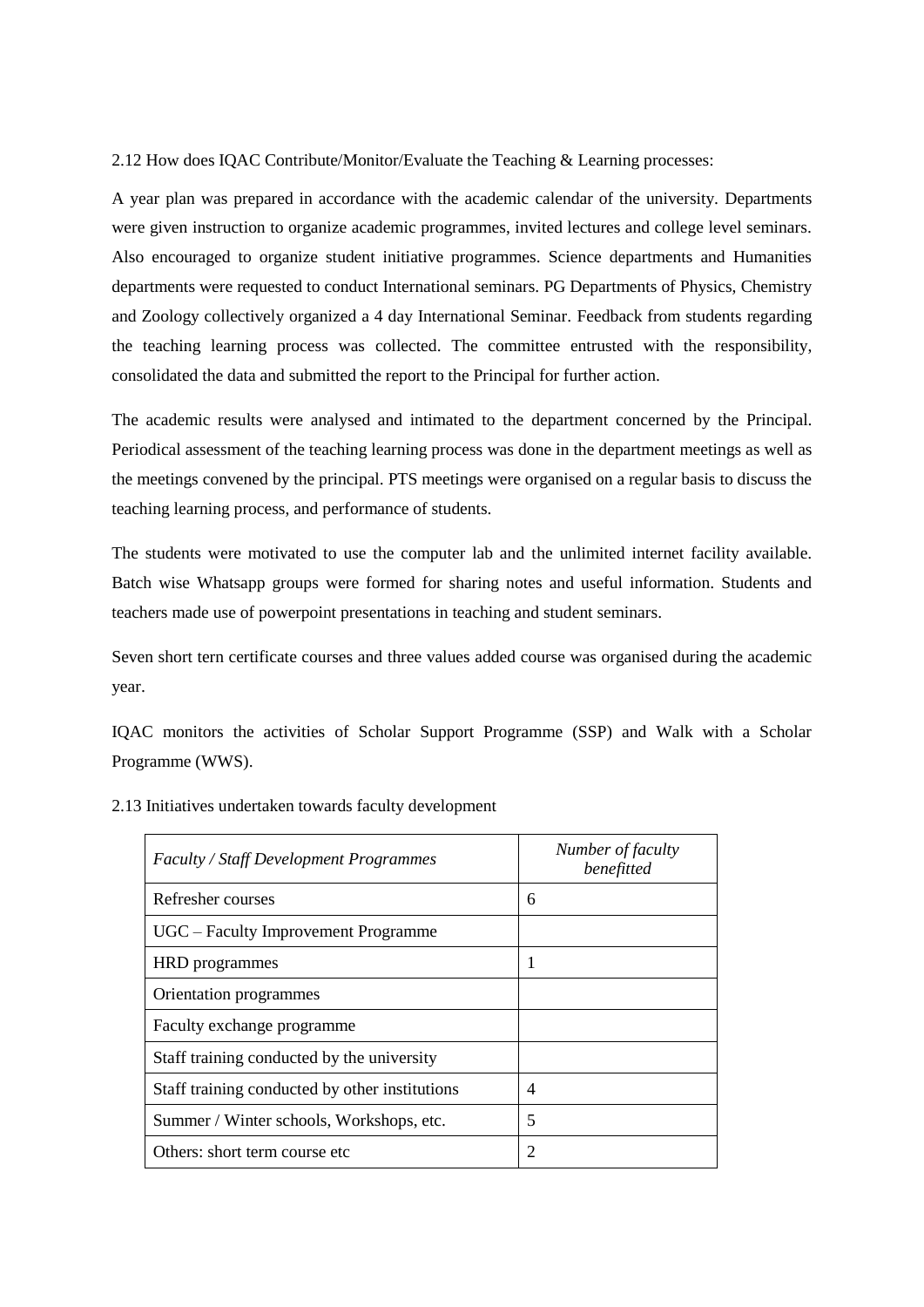2.12 How does IQAC Contribute/Monitor/Evaluate the Teaching & Learning processes:

A year plan was prepared in accordance with the academic calendar of the university. Departments were given instruction to organize academic programmes, invited lectures and college level seminars. Also encouraged to organize student initiative programmes. Science departments and Humanities departments were requested to conduct International seminars. PG Departments of Physics, Chemistry and Zoology collectively organized a 4 day International Seminar. Feedback from students regarding the teaching learning process was collected. The committee entrusted with the responsibility, consolidated the data and submitted the report to the Principal for further action.

The academic results were analysed and intimated to the department concerned by the Principal. Periodical assessment of the teaching learning process was done in the department meetings as well as the meetings convened by the principal. PTS meetings were organised on a regular basis to discuss the teaching learning process, and performance of students.

The students were motivated to use the computer lab and the unlimited internet facility available. Batch wise Whatsapp groups were formed for sharing notes and useful information. Students and teachers made use of powerpoint presentations in teaching and student seminars.

Seven short tern certificate courses and three values added course was organised during the academic year.

IQAC monitors the activities of Scholar Support Programme (SSP) and Walk with a Scholar Programme (WWS).

2.13 Initiatives undertaken towards faculty development

| *Faculty / Staff Development Programmes* | *Number of faculty benefitted* |
|---|---|
| Refresher courses | 6 |
| UGC – Faculty Improvement Programme | |
| HRD programmes | 1 |
| Orientation programmes | |
| Faculty exchange programme | |
| Staff training conducted by the university | |
| Staff training conducted by other institutions | 4 |
| Summer / Winter schools, Workshops, etc. | 5 |
| Others: short term course etc | 2 |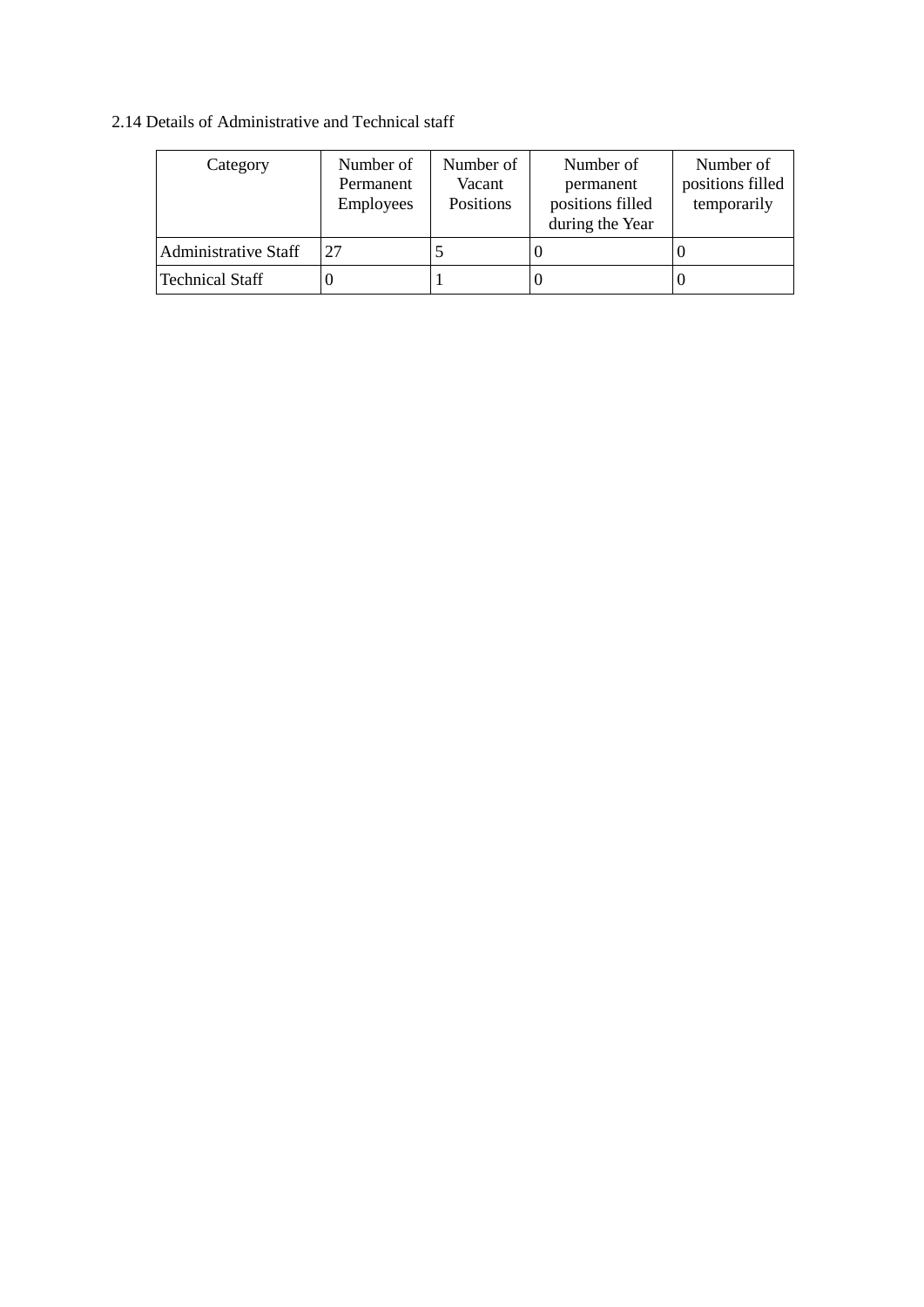2.14 Details of Administrative and Technical staff

| Category | Number of Permanent Employees | Number of Vacant Positions | Number of permanent positions filled during the Year | Number of positions filled temporarily |
|---|---|---|---|---|
| Administrative Staff | 27 | 5 | 0 | 0 |
| Technical Staff | 0 | 1 | 0 | 0 |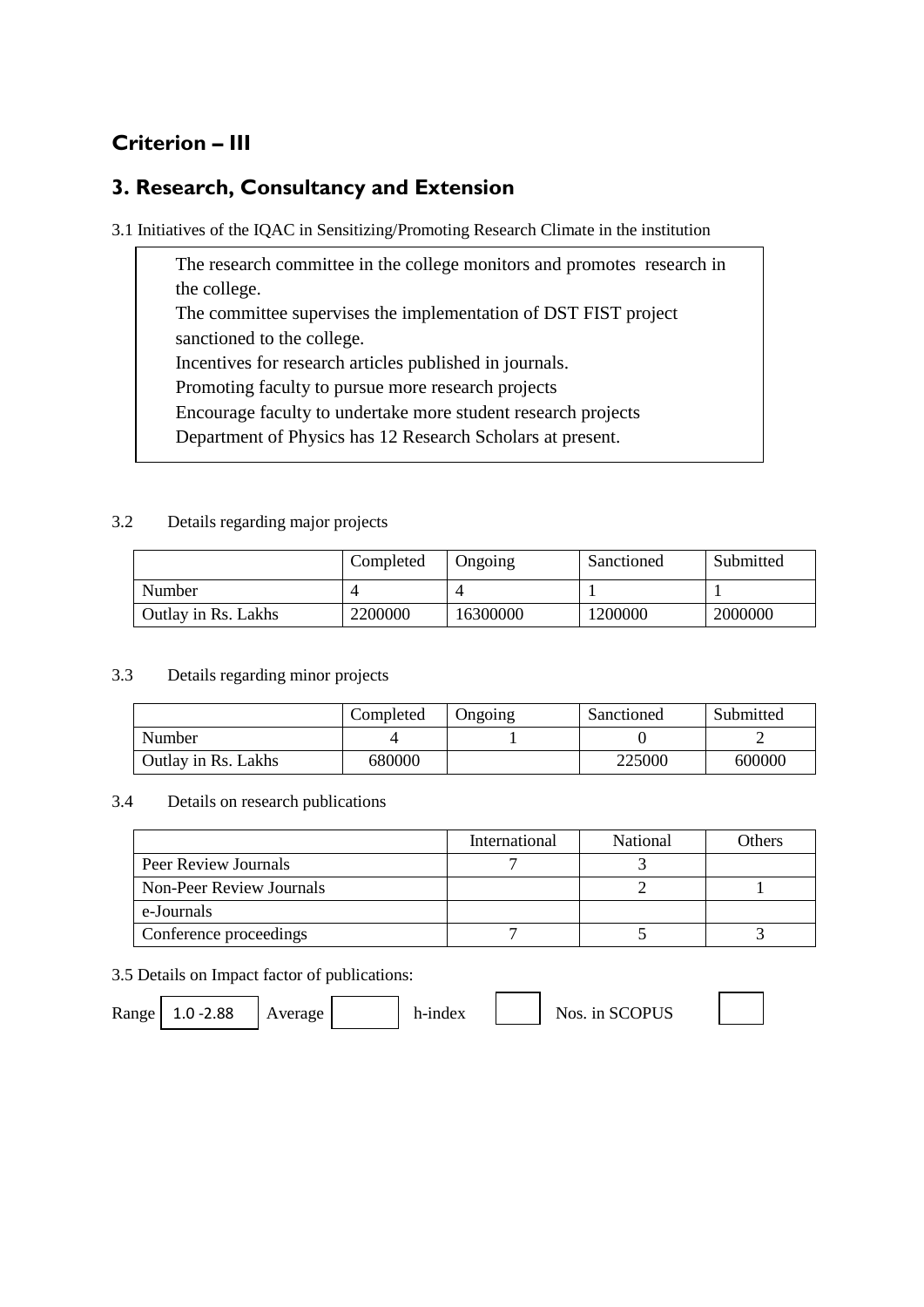## Criterion – III

## 3. Research, Consultancy and Extension

3.1 Initiatives of the IQAC in Sensitizing/Promoting Research Climate in the institution

The research committee in the college monitors and promotes research in the college.
The committee supervises the implementation of DST FIST project sanctioned to the college.
Incentives for research articles published in journals.
Promoting faculty to pursue more research projects
Encourage faculty to undertake more student research projects
Department of Physics has 12 Research Scholars at present.

3.2 Details regarding major projects

| | Completed | Ongoing | Sanctioned | Submitted |
|---|---|---|---|---|
| Number | 4 | 4 | 1 | 1 |
| Outlay in Rs. Lakhs | 2200000 | 16300000 | 1200000 | 2000000 |

3.3 Details regarding minor projects

| | Completed | Ongoing | Sanctioned | Submitted |
|---|---|---|---|---|
| Number | 4 | 1 | 0 | 2 |
| Outlay in Rs. Lakhs | 680000 | | 225000 | 600000 |

3.4 Details on research publications

| | International | National | Others |
|---|---|---|---|
| Peer Review Journals | 7 | 3 | |
| Non-Peer Review Journals | | 2 | 1 |
| e-Journals | | | |
| Conference proceedings | 7 | 5 | 3 |

3.5 Details on Impact factor of publications:

Range: 1.0 -2.88 | Average: | h-index: | Nos. in SCOPUS: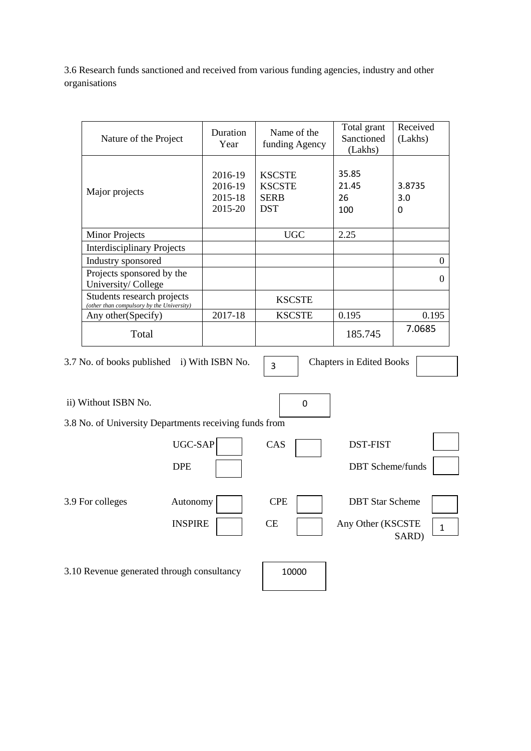3.6 Research funds sanctioned and received from various funding agencies, industry and other organisations

| Nature of the Project | Duration Year | Name of the funding Agency | Total grant Sanctioned (Lakhs) | Received (Lakhs) |
|---|---|---|---|---|
| Major projects | 2016-19<br>2016-19<br>2015-18<br>2015-20 | KSCSTE<br>KSCSTE<br>SERB<br>DST | 35.85<br>21.45<br>26<br>100 | 3.8735<br>3.0<br>0 |
| Minor Projects | | UGC | 2.25 | |
| Interdisciplinary Projects | | | | |
| Industry sponsored | | | | 0 |
| Projects sponsored by the University/ College | | | | 0 |
| Students research projects *(other than compulsory by the University)* | | KSCSTE | | |
| Any other(Specify) | 2017-18 | KSCSTE | 0.195 | 0.195 |
| Total | | | 185.745 | 7.0685 |

3.7 No. of books published i) With ISBN No. 3 Chapters in Edited Books

ii) Without ISBN No. 0

3.8 No. of University Departments receiving funds from

| | | | | | |
|---|---|---|---|---|---|
| UGC-SAP | | CAS | | DST-FIST | |
| DPE | | | | DBT Scheme/funds | |

3.9 For colleges

| | | | | | |
|---|---|---|---|---|---|
| Autonomy | | CPE | | DBT Star Scheme | |
| INSPIRE | | CE | | Any Other (KSCSTE SARD) | 1 |

3.10 Revenue generated through consultancy 10000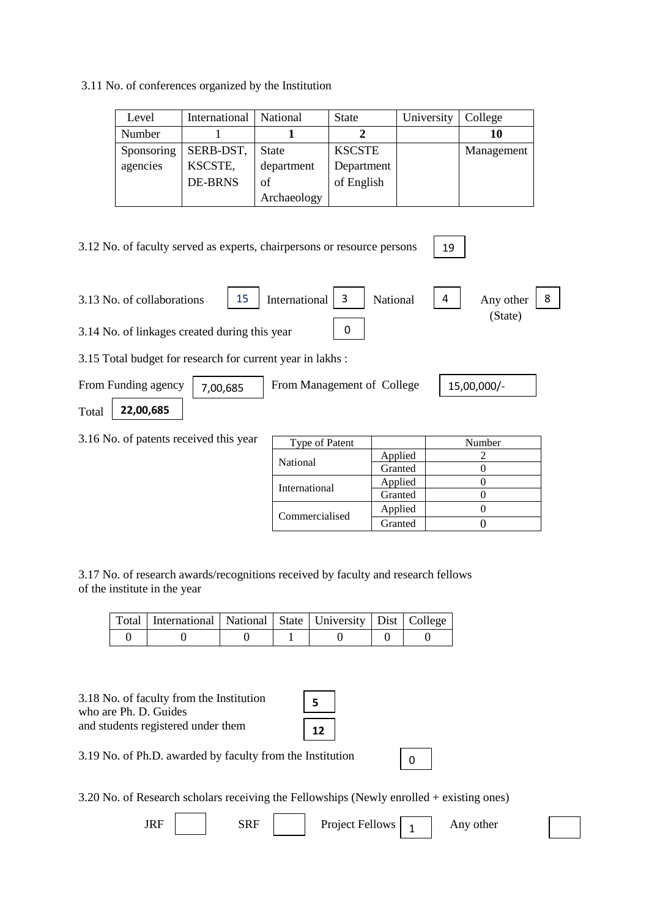3.11 No. of conferences organized by the Institution

| Level | International | National | State | University | College |
|---|---|---|---|---|---|
| Number | 1 | **1** | **2** | | **10** |
| Sponsoring agencies | SERB-DST, KSCSTE, DE-BRNS | State department of Archaeology | KSCSTE Department of English | | Management |

3.12 No. of faculty served as experts, chairpersons or resource persons: 19

3.13 No. of collaborations: 15 | International: 3 | National: 4 | Any other (State): 8

3.14 No. of linkages created during this year: 0

3.15 Total budget for research for current year in lakhs :

From Funding agency: 7,00,685 | From Management of College: 15,00,000/-

Total: **22,00,685**

3.16 No. of patents received this year

| Type of Patent | | Number |
|---|---|---|
| National | Applied | 2 |
| | Granted | 0 |
| International | Applied | 0 |
| | Granted | 0 |
| Commercialised | Applied | 0 |
| | Granted | 0 |

3.17 No. of research awards/recognitions received by faculty and research fellows of the institute in the year

| Total | International | National | State | University | Dist | College |
|---|---|---|---|---|---|---|
| 0 | 0 | 0 | 1 | 0 | 0 | 0 |

3.18 No. of faculty from the Institution who are Ph. D. Guides: **5**
and students registered under them: **12**

3.19 No. of Ph.D. awarded by faculty from the Institution: 0

3.20 No. of Research scholars receiving the Fellowships (Newly enrolled + existing ones)

JRF: | SRF: | Project Fellows: 1 | Any other: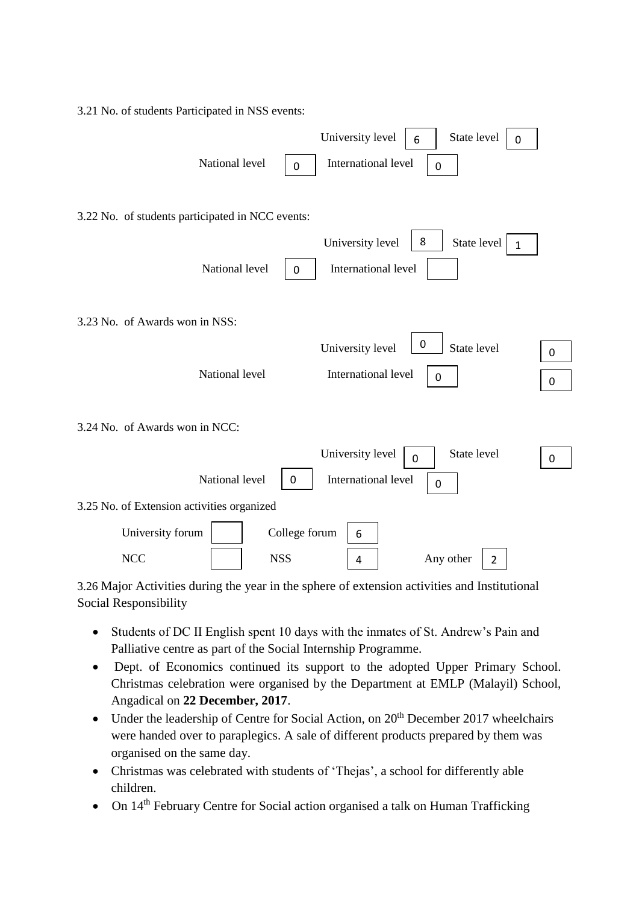3.21 No. of students Participated in NSS events:

| | | | |
|---|---|---|---|
| University level | 6 | State level | 0 |
| National level | 0 | International level | 0 |

3.22 No. of students participated in NCC events:

| | | | |
|---|---|---|---|
| University level | 8 | State level | 1 |
| National level | 0 | International level | |

3.23 No. of Awards won in NSS:

| | | | |
|---|---|---|---|
| University level | 0 | State level | 0 |
| National level | 0 | International level | 0 |

3.24 No. of Awards won in NCC:

| | | | |
|---|---|---|---|
| University level | 0 | State level | 0 |
| National level | 0 | International level | 0 |

3.25 No. of Extension activities organized

| | | | | | |
|---|---|---|---|---|---|
| University forum | | College forum | 6 | | |
| NCC | | NSS | 4 | Any other | 2 |

3.26 Major Activities during the year in the sphere of extension activities and Institutional Social Responsibility

- Students of DC II English spent 10 days with the inmates of St. Andrew's Pain and Palliative centre as part of the Social Internship Programme.
- Dept. of Economics continued its support to the adopted Upper Primary School. Christmas celebration were organised by the Department at EMLP (Malayil) School, Angadical on **22 December, 2017**.
- Under the leadership of Centre for Social Action, on 20th December 2017 wheelchairs were handed over to paraplegics. A sale of different products prepared by them was organised on the same day.
- Christmas was celebrated with students of 'Thejas', a school for differently able children.
- On 14th February Centre for Social action organised a talk on Human Trafficking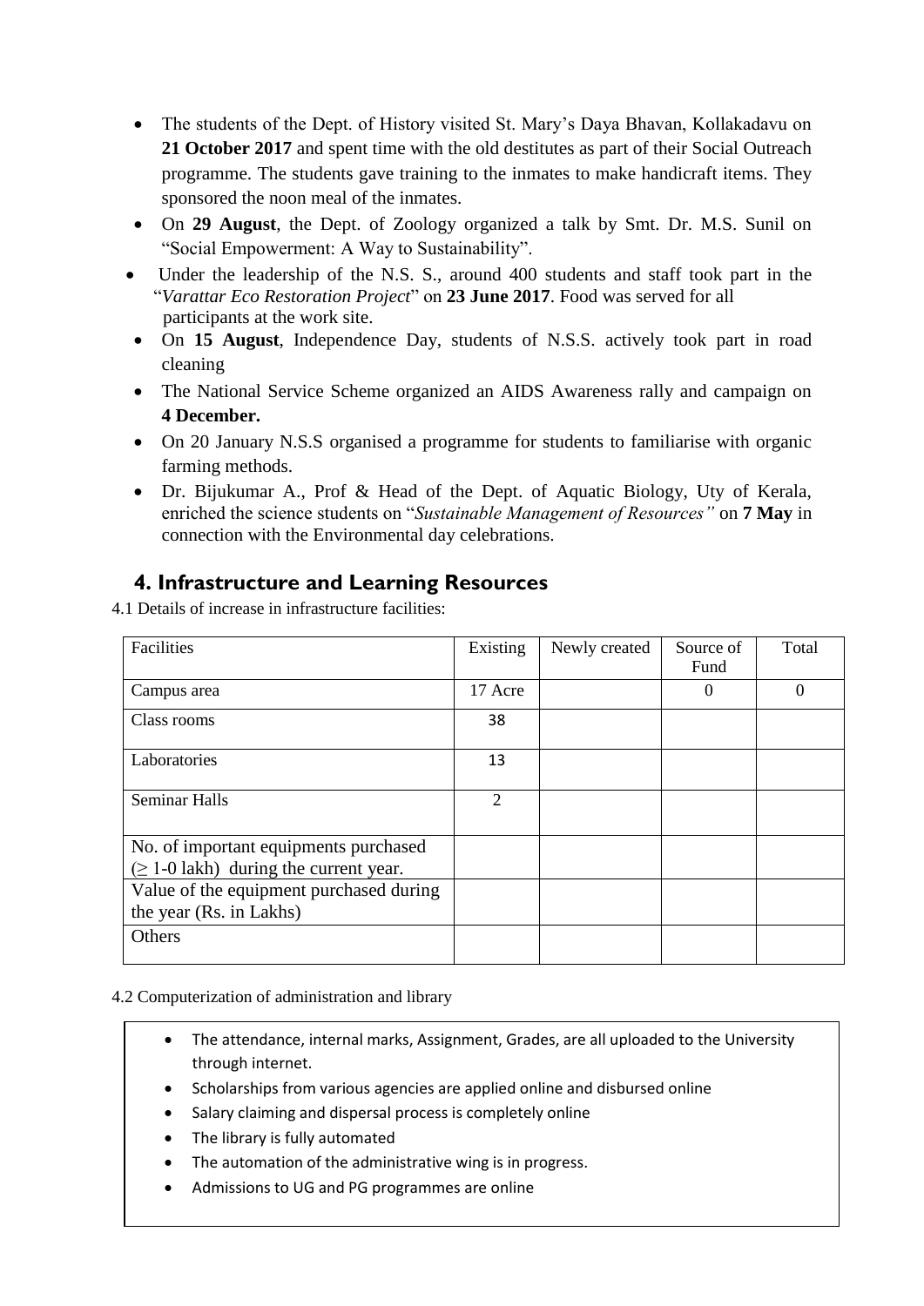- The students of the Dept. of History visited St. Mary's Daya Bhavan, Kollakadavu on **21 October 2017** and spent time with the old destitutes as part of their Social Outreach programme. The students gave training to the inmates to make handicraft items. They sponsored the noon meal of the inmates.
- On **29 August**, the Dept. of Zoology organized a talk by Smt. Dr. M.S. Sunil on "Social Empowerment: A Way to Sustainability".
- Under the leadership of the N.S. S., around 400 students and staff took part in the "*Varattar Eco Restoration Project*" on **23 June 2017**. Food was served for all participants at the work site.
- On **15 August**, Independence Day, students of N.S.S. actively took part in road cleaning
- The National Service Scheme organized an AIDS Awareness rally and campaign on **4 December.**
- On 20 January N.S.S organised a programme for students to familiarise with organic farming methods.
- Dr. Bijukumar A., Prof & Head of the Dept. of Aquatic Biology, Uty of Kerala, enriched the science students on "*Sustainable Management of Resources"* on **7 May** in connection with the Environmental day celebrations.

## 4. Infrastructure and Learning Resources

4.1 Details of increase in infrastructure facilities:

| Facilities | Existing | Newly created | Source of Fund | Total |
|---|---|---|---|---|
| Campus area | 17 Acre | | 0 | 0 |
| Class rooms | 38 | | | |
| Laboratories | 13 | | | |
| Seminar Halls | 2 | | | |
| No. of important equipments purchased ($\geq$ 1-0 lakh) during the current year. | | | | |
| Value of the equipment purchased during the year (Rs. in Lakhs) | | | | |
| Others | | | | |

4.2 Computerization of administration and library

- The attendance, internal marks, Assignment, Grades, are all uploaded to the University through internet.
- Scholarships from various agencies are applied online and disbursed online
- Salary claiming and dispersal process is completely online
- The library is fully automated
- The automation of the administrative wing is in progress.
- Admissions to UG and PG programmes are online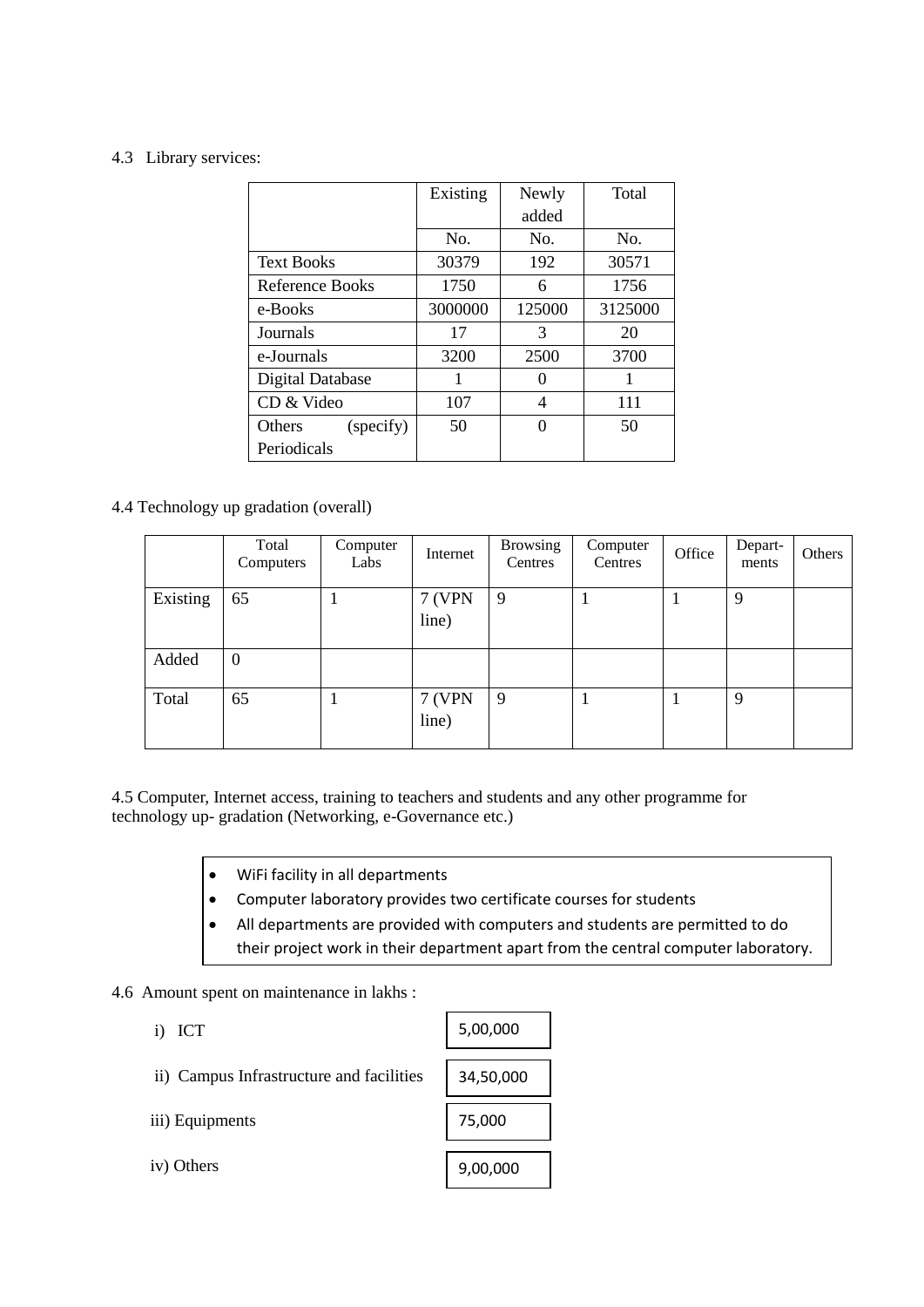4.3 Library services:

| | Existing | Newly added | Total |
|---|---|---|---|
| | No. | No. | No. |
| Text Books | 30379 | 192 | 30571 |
| Reference Books | 1750 | 6 | 1756 |
| e-Books | 3000000 | 125000 | 3125000 |
| Journals | 17 | 3 | 20 |
| e-Journals | 3200 | 2500 | 3700 |
| Digital Database | 1 | 0 | 1 |
| CD & Video | 107 | 4 | 111 |
| Others (specify) Periodicals | 50 | 0 | 50 |

4.4 Technology up gradation (overall)

| | Total Computers | Computer Labs | Internet | Browsing Centres | Computer Centres | Office | Depart-ments | Others |
|---|---|---|---|---|---|---|---|---|
| Existing | 65 | 1 | 7 (VPN line) | 9 | 1 | 1 | 9 | |
| Added | 0 | | | | | | | |
| Total | 65 | 1 | 7 (VPN line) | 9 | 1 | 1 | 9 | |

4.5 Computer, Internet access, training to teachers and students and any other programme for technology up- gradation (Networking, e-Governance etc.)

- WiFi facility in all departments
- Computer laboratory provides two certificate courses for students
- All departments are provided with computers and students are permitted to do their project work in their department apart from the central computer laboratory.

4.6 Amount spent on maintenance in lakhs :

i) ICT: 5,00,000

ii) Campus Infrastructure and facilities: 34,50,000

iii) Equipments: 75,000

iv) Others: 9,00,000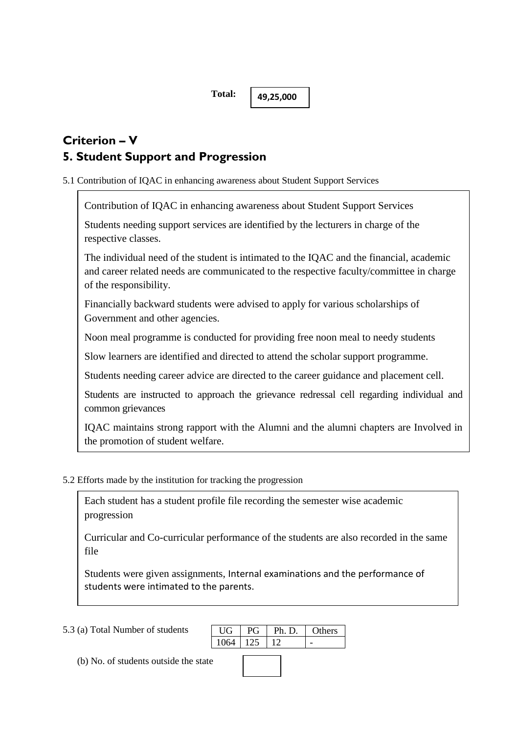**Total:** 49,25,000

## Criterion – V

## 5. Student Support and Progression

5.1 Contribution of IQAC in enhancing awareness about Student Support Services

Contribution of IQAC in enhancing awareness about Student Support Services

Students needing support services are identified by the lecturers in charge of the respective classes.

The individual need of the student is intimated to the IQAC and the financial, academic and career related needs are communicated to the respective faculty/committee in charge of the responsibility.

Financially backward students were advised to apply for various scholarships of Government and other agencies.

Noon meal programme is conducted for providing free noon meal to needy students

Slow learners are identified and directed to attend the scholar support programme.

Students needing career advice are directed to the career guidance and placement cell.

Students are instructed to approach the grievance redressal cell regarding individual and common grievances

IQAC maintains strong rapport with the Alumni and the alumni chapters are Involved in the promotion of student welfare.

5.2 Efforts made by the institution for tracking the progression

Each student has a student profile file recording the semester wise academic progression

Curricular and Co-curricular performance of the students are also recorded in the same file

Students were given assignments, Internal examinations and the performance of students were intimated to the parents.

5.3 (a) Total Number of students

| UG | PG | Ph. D. | Others |
|---|---|---|---|
| 1064 | 125 | 12 | - |

(b) No. of students outside the state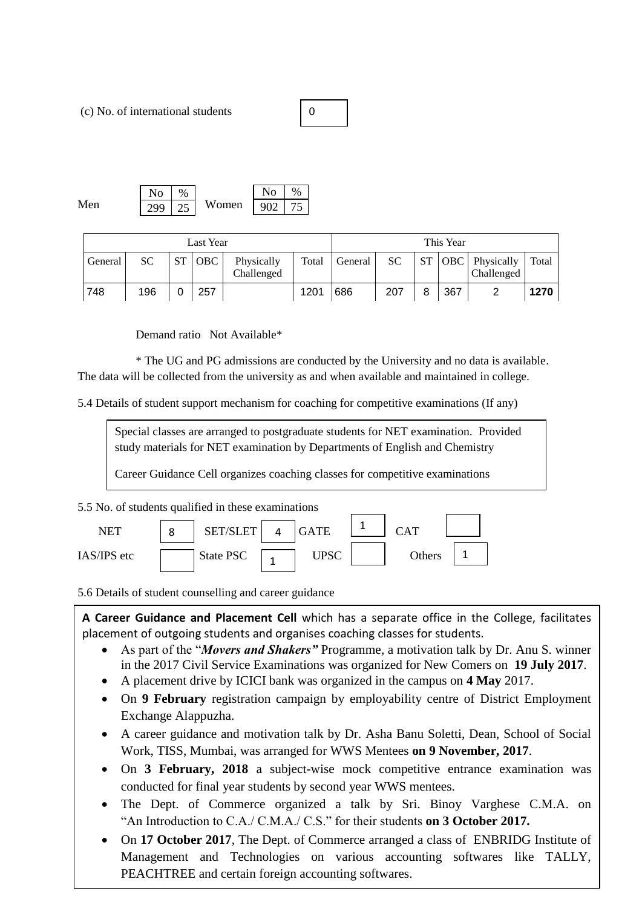(c) No. of international students | 0

| | No | % | | No | % |
|---|---|---|---|---|---|
| Men | 299 | 25 | Women | 902 | 75 |

| Last Year | | | | | | This Year | | | | | |
|---|---|---|---|---|---|---|---|---|---|---|---|
| General | SC | ST | OBC | Physically Challenged | Total | General | SC | ST | OBC | Physically Challenged | Total |
| 748 | 196 | 0 | 257 | | 1201 | 686 | 207 | 8 | 367 | 2 | **1270** |

Demand ratio Not Available*

* The UG and PG admissions are conducted by the University and no data is available. The data will be collected from the university as and when available and maintained in college.

5.4 Details of student support mechanism for coaching for competitive examinations (If any)

Special classes are arranged to postgraduate students for NET examination. Provided study materials for NET examination by Departments of English and Chemistry

Career Guidance Cell organizes coaching classes for competitive examinations

5.5 No. of students qualified in these examinations

| NET | 8 | SET/SLET | 4 | GATE | 1 | CAT | |
|---|---|---|---|---|---|---|---|
| IAS/IPS etc | | State PSC | 1 | UPSC | | Others | 1 |

5.6 Details of student counselling and career guidance

**A Career Guidance and Placement Cell** which has a separate office in the College, facilitates placement of outgoing students and organises coaching classes for students.

- As part of the "***Movers and Shakers"*** Programme, a motivation talk by Dr. Anu S. winner in the 2017 Civil Service Examinations was organized for New Comers on **19 July 2017**.
- A placement drive by ICICI bank was organized in the campus on **4 May** 2017.
- On **9 February** registration campaign by employability centre of District Employment Exchange Alappuzha.
- A career guidance and motivation talk by Dr. Asha Banu Soletti, Dean, School of Social Work, TISS, Mumbai, was arranged for WWS Mentees **on 9 November, 2017**.
- On **3 February, 2018** a subject-wise mock competitive entrance examination was conducted for final year students by second year WWS mentees.
- The Dept. of Commerce organized a talk by Sri. Binoy Varghese C.M.A. on "An Introduction to C.A./ C.M.A./ C.S." for their students **on 3 October 2017.**
- On **17 October 2017**, The Dept. of Commerce arranged a class of ENBRIDG Institute of Management and Technologies on various accounting softwares like TALLY, PEACHTREE and certain foreign accounting softwares.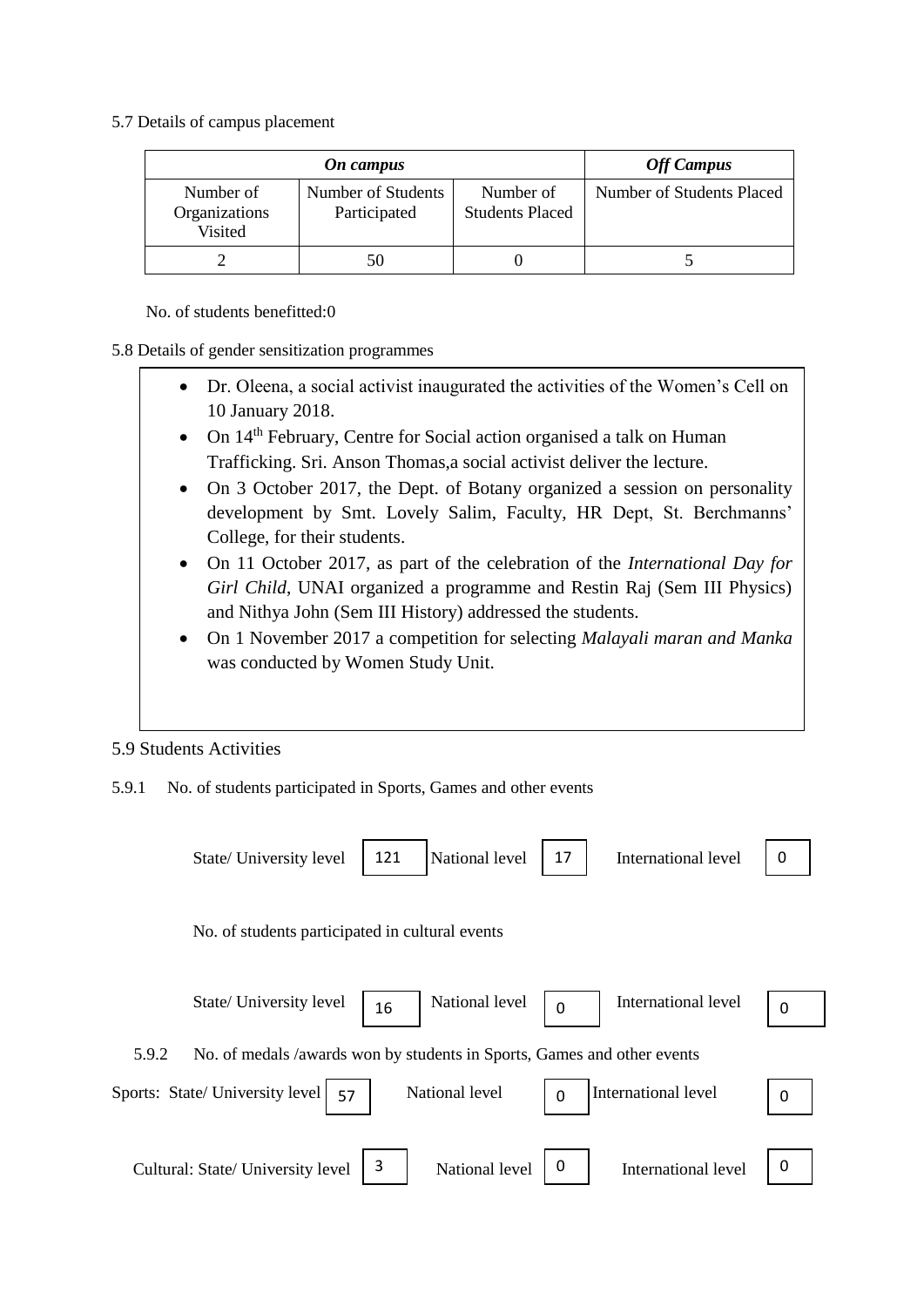5.7 Details of campus placement

| *On campus* | | | *Off Campus* |
|---|---|---|---|
| Number of Organizations Visited | Number of Students Participated | Number of Students Placed | Number of Students Placed |
| 2 | 50 | 0 | 5 |

No. of students benefitted:0

5.8 Details of gender sensitization programmes

- Dr. Oleena, a social activist inaugurated the activities of the Women's Cell on 10 January 2018.
- On 14th February, Centre for Social action organised a talk on Human Trafficking. Sri. Anson Thomas,a social activist deliver the lecture.
- On 3 October 2017, the Dept. of Botany organized a session on personality development by Smt. Lovely Salim, Faculty, HR Dept, St. Berchmanns' College, for their students.
- On 11 October 2017, as part of the celebration of the *International Day for Girl Child*, UNAI organized a programme and Restin Raj (Sem III Physics) and Nithya John (Sem III History) addressed the students.
- On 1 November 2017 a competition for selecting *Malayali maran and Manka* was conducted by Women Study Unit.

5.9 Students Activities

5.9.1 No. of students participated in Sports, Games and other events

State/ University level 121 National level 17 International level 0

No. of students participated in cultural events

State/ University level 16 National level 0 International level 0

5.9.2 No. of medals /awards won by students in Sports, Games and other events

Sports: State/ University level 57 National level 0 International level 0

Cultural: State/ University level 3 National level 0 International level 0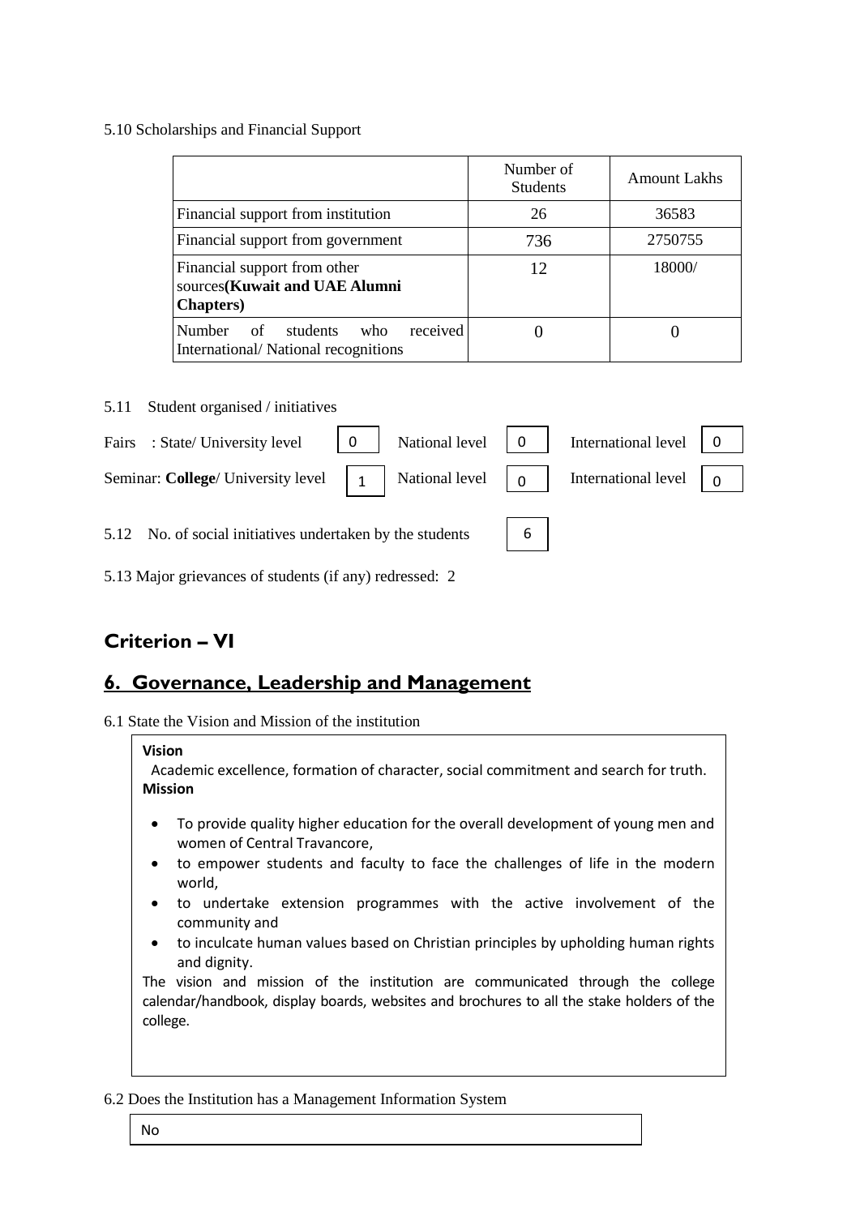5.10 Scholarships and Financial Support

| | Number of Students | Amount Lakhs |
|---|---|---|
| Financial support from institution | 26 | 36583 |
| Financial support from government | 736 | 2750755 |
| Financial support from other sources**(Kuwait and UAE Alumni Chapters)** | 12 | 18000/ |
| Number of students who received International/ National recognitions | 0 | 0 |

5.11 Student organised / initiatives

| | | | | | |
|---|---|---|---|---|---|
| Fairs : State/ University level | 0 | National level | 0 | International level | 0 |
| Seminar: **College**/ University level | 1 | National level | 0 | International level | 0 |

5.12 No. of social initiatives undertaken by the students: 6

5.13 Major grievances of students (if any) redressed: 2

## Criterion – VI

## 6. Governance, Leadership and Management

6.1 State the Vision and Mission of the institution

**Vision**

Academic excellence, formation of character, social commitment and search for truth.

**Mission**

- To provide quality higher education for the overall development of young men and women of Central Travancore,
- to empower students and faculty to face the challenges of life in the modern world,
- to undertake extension programmes with the active involvement of the community and
- to inculcate human values based on Christian principles by upholding human rights and dignity.

The vision and mission of the institution are communicated through the college calendar/handbook, display boards, websites and brochures to all the stake holders of the college.

6.2 Does the Institution has a Management Information System

No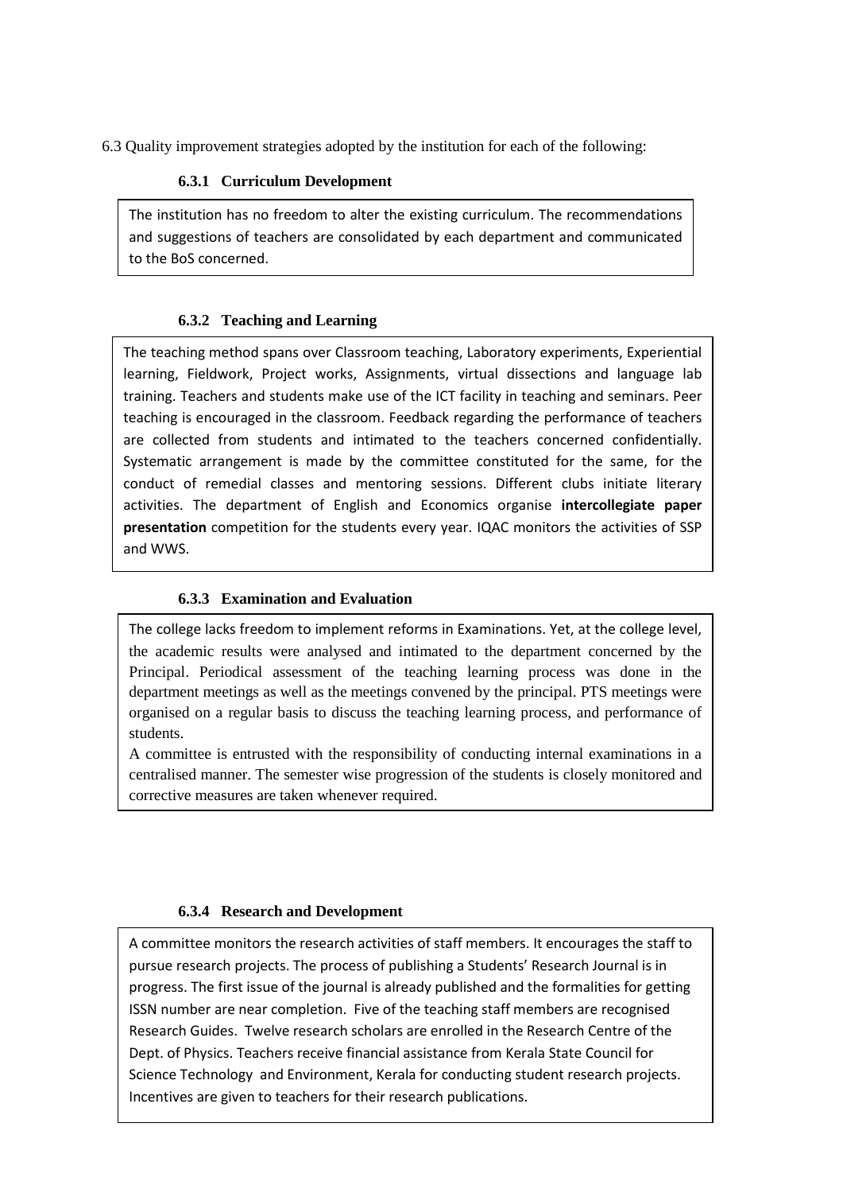6.3 Quality improvement strategies adopted by the institution for each of the following:

### 6.3.1 Curriculum Development

The institution has no freedom to alter the existing curriculum. The recommendations and suggestions of teachers are consolidated by each department and communicated to the BoS concerned.

### 6.3.2 Teaching and Learning

The teaching method spans over Classroom teaching, Laboratory experiments, Experiential learning, Fieldwork, Project works, Assignments, virtual dissections and language lab training. Teachers and students make use of the ICT facility in teaching and seminars. Peer teaching is encouraged in the classroom. Feedback regarding the performance of teachers are collected from students and intimated to the teachers concerned confidentially. Systematic arrangement is made by the committee constituted for the same, for the conduct of remedial classes and mentoring sessions. Different clubs initiate literary activities. The department of English and Economics organise **intercollegiate paper presentation** competition for the students every year. IQAC monitors the activities of SSP and WWS.

### 6.3.3 Examination and Evaluation

The college lacks freedom to implement reforms in Examinations. Yet, at the college level, the academic results were analysed and intimated to the department concerned by the Principal. Periodical assessment of the teaching learning process was done in the department meetings as well as the meetings convened by the principal. PTS meetings were organised on a regular basis to discuss the teaching learning process, and performance of students.

A committee is entrusted with the responsibility of conducting internal examinations in a centralised manner. The semester wise progression of the students is closely monitored and corrective measures are taken whenever required.

### 6.3.4 Research and Development

A committee monitors the research activities of staff members. It encourages the staff to pursue research projects. The process of publishing a Students' Research Journal is in progress. The first issue of the journal is already published and the formalities for getting ISSN number are near completion. Five of the teaching staff members are recognised Research Guides. Twelve research scholars are enrolled in the Research Centre of the Dept. of Physics. Teachers receive financial assistance from Kerala State Council for Science Technology and Environment, Kerala for conducting student research projects. Incentives are given to teachers for their research publications.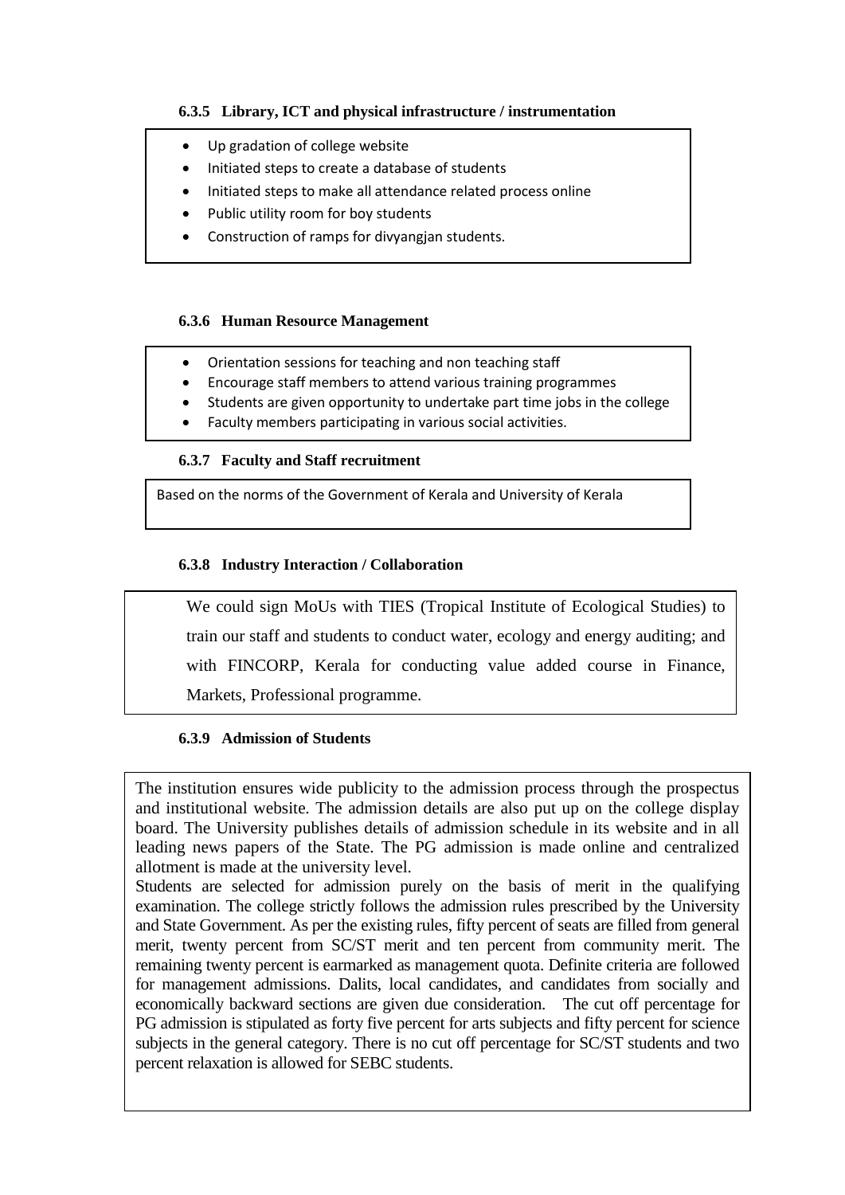#### 6.3.5 Library, ICT and physical infrastructure / instrumentation

- Up gradation of college website
- Initiated steps to create a database of students
- Initiated steps to make all attendance related process online
- Public utility room for boy students
- Construction of ramps for divyangjan students.

#### 6.3.6 Human Resource Management

- Orientation sessions for teaching and non teaching staff
- Encourage staff members to attend various training programmes
- Students are given opportunity to undertake part time jobs in the college
- Faculty members participating in various social activities.

#### 6.3.7 Faculty and Staff recruitment

Based on the norms of the Government of Kerala and University of Kerala

#### 6.3.8 Industry Interaction / Collaboration

We could sign MoUs with TIES (Tropical Institute of Ecological Studies) to train our staff and students to conduct water, ecology and energy auditing; and with FINCORP, Kerala for conducting value added course in Finance, Markets, Professional programme.

#### 6.3.9 Admission of Students

The institution ensures wide publicity to the admission process through the prospectus and institutional website. The admission details are also put up on the college display board. The University publishes details of admission schedule in its website and in all leading news papers of the State. The PG admission is made online and centralized allotment is made at the university level.

Students are selected for admission purely on the basis of merit in the qualifying examination. The college strictly follows the admission rules prescribed by the University and State Government. As per the existing rules, fifty percent of seats are filled from general merit, twenty percent from SC/ST merit and ten percent from community merit. The remaining twenty percent is earmarked as management quota. Definite criteria are followed for management admissions. Dalits, local candidates, and candidates from socially and economically backward sections are given due consideration. The cut off percentage for PG admission is stipulated as forty five percent for arts subjects and fifty percent for science subjects in the general category. There is no cut off percentage for SC/ST students and two percent relaxation is allowed for SEBC students.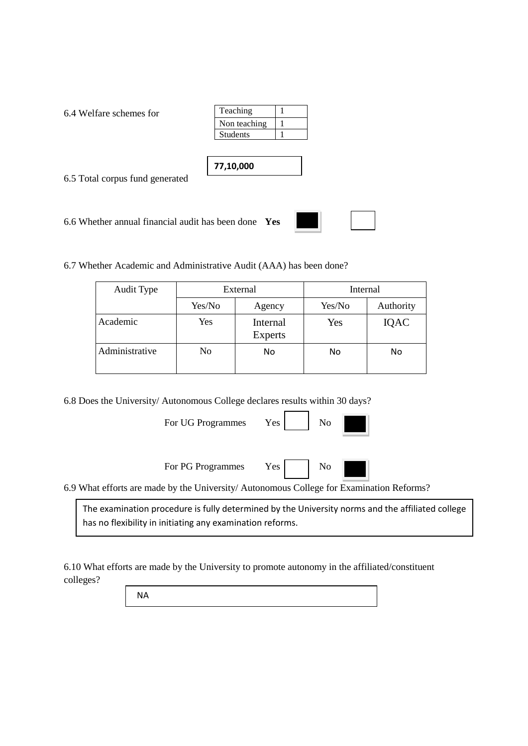6.4 Welfare schemes for

| Teaching | 1 |
|---|---|
| Non teaching | 1 |
| Students | 1 |

6.5 Total corpus fund generated

**77,10,000**

6.6 Whether annual financial audit has been done **Yes** ■ No □

6.7 Whether Academic and Administrative Audit (AAA) has been done?

| Audit Type | External | | Internal | |
|---|---|---|---|---|
| | Yes/No | Agency | Yes/No | Authority |
| Academic | Yes | Internal Experts | Yes | IQAC |
| Administrative | No | No | No | No |

6.8 Does the University/ Autonomous College declares results within 30 days?

For UG Programmes Yes □ No ■

For PG Programmes Yes □ No ■

6.9 What efforts are made by the University/ Autonomous College for Examination Reforms?

The examination procedure is fully determined by the University norms and the affiliated college has no flexibility in initiating any examination reforms.

6.10 What efforts are made by the University to promote autonomy in the affiliated/constituent colleges?

NA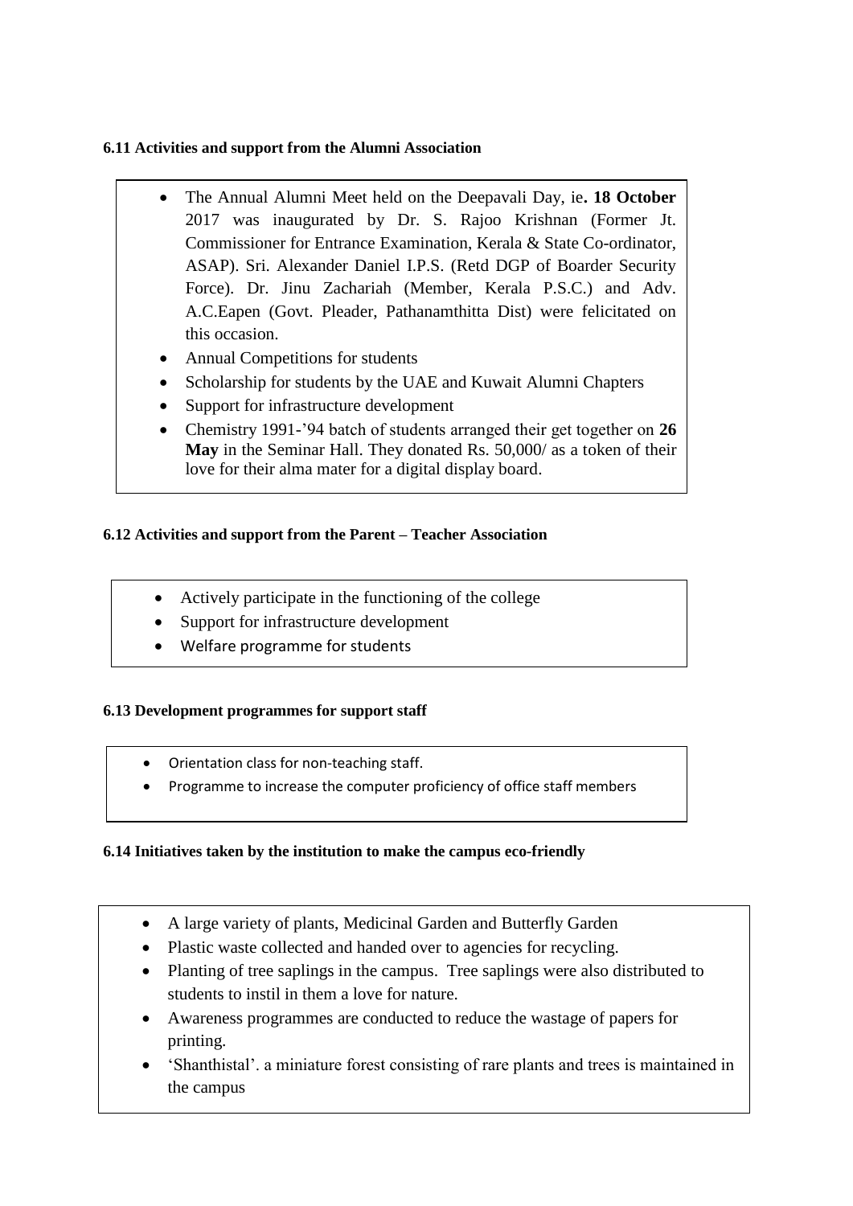**6.11 Activities and support from the Alumni Association**

- The Annual Alumni Meet held on the Deepavali Day, ie**. 18 October** 2017 was inaugurated by Dr. S. Rajoo Krishnan (Former Jt. Commissioner for Entrance Examination, Kerala & State Co-ordinator, ASAP). Sri. Alexander Daniel I.P.S. (Retd DGP of Boarder Security Force). Dr. Jinu Zachariah (Member, Kerala P.S.C.) and Adv. A.C.Eapen (Govt. Pleader, Pathanamthitta Dist) were felicitated on this occasion.
- Annual Competitions for students
- Scholarship for students by the UAE and Kuwait Alumni Chapters
- Support for infrastructure development
- Chemistry 1991-'94 batch of students arranged their get together on **26 May** in the Seminar Hall. They donated Rs. 50,000/ as a token of their love for their alma mater for a digital display board.

**6.12 Activities and support from the Parent – Teacher Association**

- Actively participate in the functioning of the college
- Support for infrastructure development
- Welfare programme for students

**6.13 Development programmes for support staff**

- Orientation class for non-teaching staff.
- Programme to increase the computer proficiency of office staff members

**6.14 Initiatives taken by the institution to make the campus eco-friendly**

- A large variety of plants, Medicinal Garden and Butterfly Garden
- Plastic waste collected and handed over to agencies for recycling.
- Planting of tree saplings in the campus. Tree saplings were also distributed to students to instil in them a love for nature.
- Awareness programmes are conducted to reduce the wastage of papers for printing.
- 'Shanthistal'. a miniature forest consisting of rare plants and trees is maintained in the campus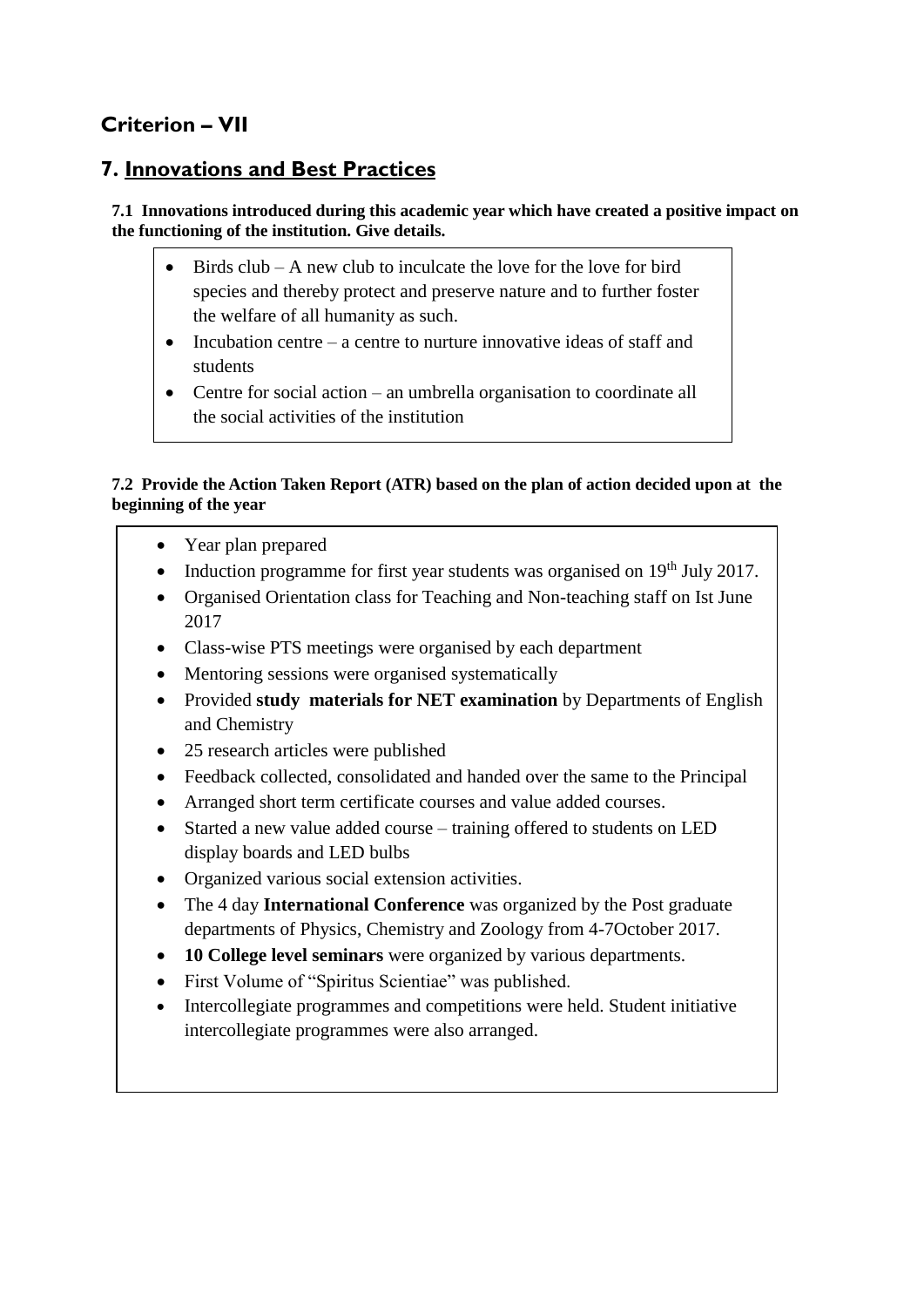## Criterion – VII

## 7. Innovations and Best Practices

**7.1 Innovations introduced during this academic year which have created a positive impact on the functioning of the institution. Give details.**

- Birds club – A new club to inculcate the love for the love for bird species and thereby protect and preserve nature and to further foster the welfare of all humanity as such.
- Incubation centre – a centre to nurture innovative ideas of staff and students
- Centre for social action – an umbrella organisation to coordinate all the social activities of the institution

**7.2 Provide the Action Taken Report (ATR) based on the plan of action decided upon at the beginning of the year**

- Year plan prepared
- Induction programme for first year students was organised on 19th July 2017.
- Organised Orientation class for Teaching and Non-teaching staff on Ist June 2017
- Class-wise PTS meetings were organised by each department
- Mentoring sessions were organised systematically
- Provided **study materials for NET examination** by Departments of English and Chemistry
- 25 research articles were published
- Feedback collected, consolidated and handed over the same to the Principal
- Arranged short term certificate courses and value added courses.
- Started a new value added course – training offered to students on LED display boards and LED bulbs
- Organized various social extension activities.
- The 4 day **International Conference** was organized by the Post graduate departments of Physics, Chemistry and Zoology from 4-7October 2017.
- **10 College level seminars** were organized by various departments.
- First Volume of "Spiritus Scientiae" was published.
- Intercollegiate programmes and competitions were held. Student initiative intercollegiate programmes were also arranged.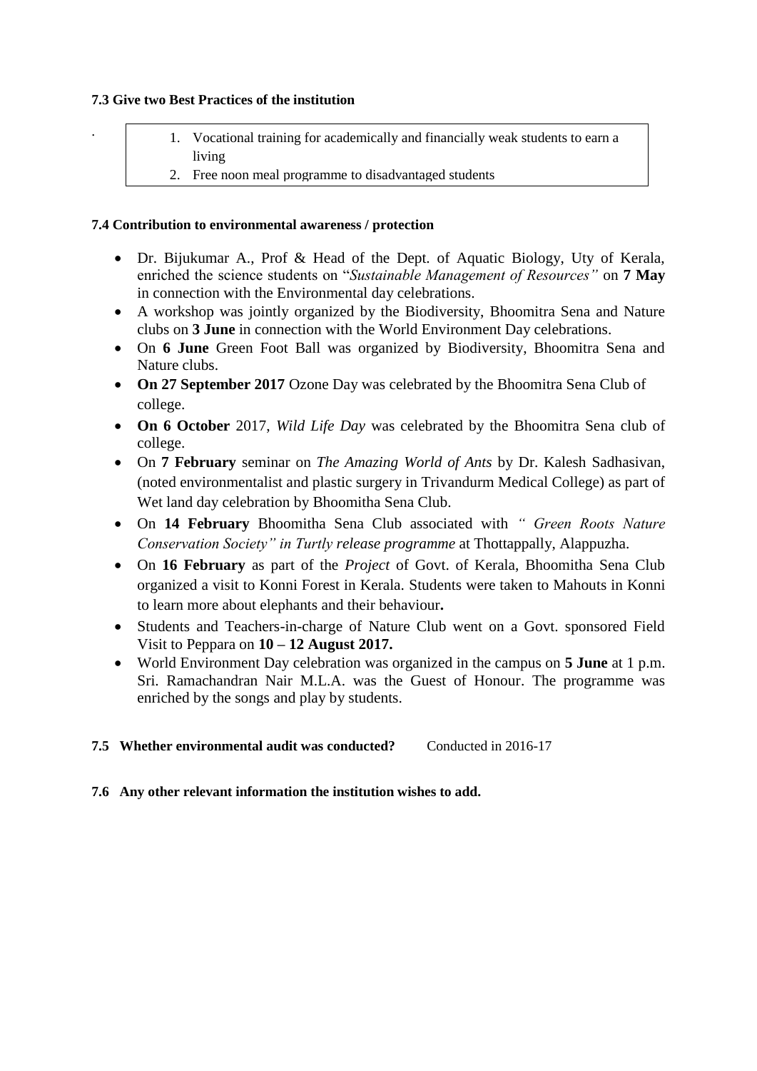**7.3 Give two Best Practices of the institution**

.

1. Vocational training for academically and financially weak students to earn a living
2. Free noon meal programme to disadvantaged students

**7.4 Contribution to environmental awareness / protection**

- Dr. Bijukumar A., Prof & Head of the Dept. of Aquatic Biology, Uty of Kerala, enriched the science students on "*Sustainable Management of Resources"* on **7 May** in connection with the Environmental day celebrations.
- A workshop was jointly organized by the Biodiversity, Bhoomitra Sena and Nature clubs on **3 June** in connection with the World Environment Day celebrations.
- On **6 June** Green Foot Ball was organized by Biodiversity, Bhoomitra Sena and Nature clubs.
- **On 27 September 2017** Ozone Day was celebrated by the Bhoomitra Sena Club of college.
- **On 6 October** 2017, *Wild Life Day* was celebrated by the Bhoomitra Sena club of college.
- On **7 February** seminar on *The Amazing World of Ants* by Dr. Kalesh Sadhasivan, (noted environmentalist and plastic surgery in Trivandurm Medical College) as part of Wet land day celebration by Bhoomitha Sena Club.
- On **14 February** Bhoomitha Sena Club associated with *" Green Roots Nature Conservation Society" in Turtly release programme* at Thottappally, Alappuzha.
- On **16 February** as part of the *Project* of Govt. of Kerala, Bhoomitha Sena Club organized a visit to Konni Forest in Kerala. Students were taken to Mahouts in Konni to learn more about elephants and their behaviour**.**
- Students and Teachers-in-charge of Nature Club went on a Govt. sponsored Field Visit to Peppara on **10 – 12 August 2017.**
- World Environment Day celebration was organized in the campus on **5 June** at 1 p.m. Sri. Ramachandran Nair M.L.A. was the Guest of Honour. The programme was enriched by the songs and play by students.

**7.5 Whether environmental audit was conducted?** Conducted in 2016-17

**7.6 Any other relevant information the institution wishes to add.**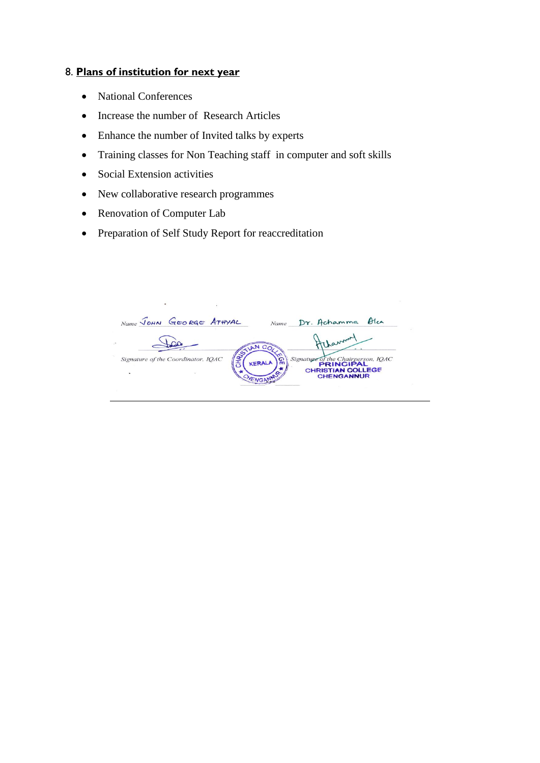## 8. **Plans of institution for next year**

- National Conferences
- Increase the number of Research Articles
- Enhance the number of Invited talks by experts
- Training classes for Non Teaching staff in computer and soft skills
- Social Extension activities
- New collaborative research programmes
- Renovation of Computer Lab
- Preparation of Self Study Report for reaccreditation

| | |
|---|---|
| Name JOHN GEORGE ATHYAL | Name Dr. Achamma Alex |
| Signature of the Coordinator, IQAC | Signature of the Chairperson, IQAC |
| | PRINCIPAL CHRISTIAN COLLEGE CHENGANNUR |

CHRISTIAN COLLEGE KERALA CHENGANNUR